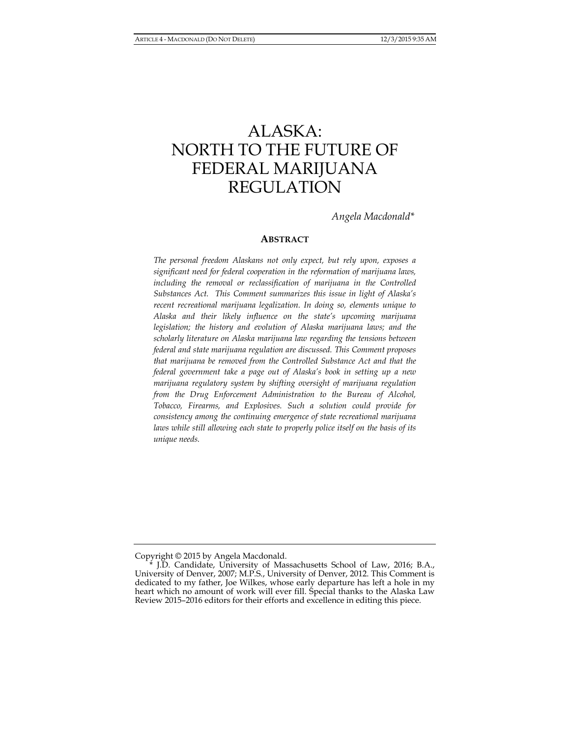# ALASKA: NORTH TO THE FUTURE OF FEDERAL MARIJUANA REGULATION

*Angela Macdonald\**

## ABSTRACT

*The personal freedom Alaskans not only expect, but rely upon, exposes a significant need for federal cooperation in the reformation of marijuana laws, including the removal or reclassification of marijuana in the Controlled Substances Act. This Comment summarizes this issue in light of Alaska's recent recreational marijuana legalization. In doing so, elements unique to Alaska and their likely influence on the state's upcoming marijuana legislation; the history and evolution of Alaska marijuana laws; and the scholarly literature on Alaska marijuana law regarding the tensions between federal and state marijuana regulation are discussed. This Comment proposes that marijuana be removed from the Controlled Substance Act and that the federal government take a page out of Alaska's book in setting up a new marijuana regulatory system by shifting oversight of marijuana regulation from the Drug Enforcement Administration to the Bureau of Alcohol, Tobacco, Firearms, and Explosives. Such a solution could provide for consistency among the continuing emergence of state recreational marijuana laws while still allowing each state to properly police itself on the basis of its unique needs.*

---

Copyright © 2015 by Angela Macdonald.

\* J.D. Candidate, University of Massachusetts School of Law, 2016; B.A., University of Denver, 2007; M.P.S., University of Denver, 2012. This Comment is dedicated to my father, Joe Wilkes, whose early departure has left a hole in my heart which no amount of work will ever fill. Special thanks to the Alaska Law Review 2015–2016 editors for their efforts and excellence in editing this piece.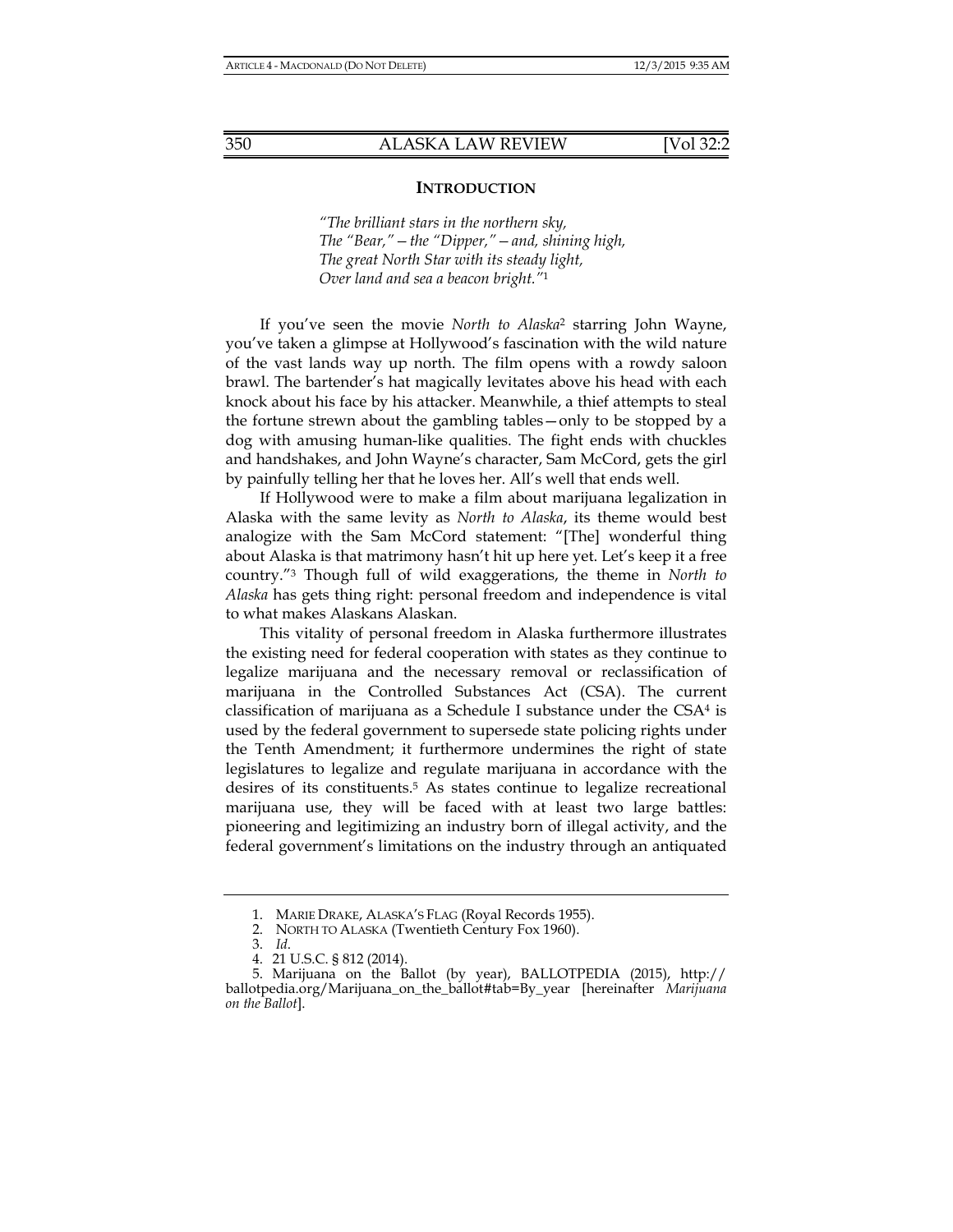## INTRODUCTION

*"The brilliant stars in the northern sky,*
*The "Bear,"—the "Dipper,"—and, shining high,*
*The great North Star with its steady light,*
*Over land and sea a beacon bright."*[1]

If you've seen the movie *North to Alaska*[2] starring John Wayne, you've taken a glimpse at Hollywood's fascination with the wild nature of the vast lands way up north. The film opens with a rowdy saloon brawl. The bartender's hat magically levitates above his head with each knock about his face by his attacker. Meanwhile, a thief attempts to steal the fortune strewn about the gambling tables—only to be stopped by a dog with amusing human-like qualities. The fight ends with chuckles and handshakes, and John Wayne's character, Sam McCord, gets the girl by painfully telling her that he loves her. All's well that ends well.

If Hollywood were to make a film about marijuana legalization in Alaska with the same levity as *North to Alaska*, its theme would best analogize with the Sam McCord statement: "[The] wonderful thing about Alaska is that matrimony hasn't hit up here yet. Let's keep it a free country."[3] Though full of wild exaggerations, the theme in *North to Alaska* has gets thing right: personal freedom and independence is vital to what makes Alaskans Alaskan.

This vitality of personal freedom in Alaska furthermore illustrates the existing need for federal cooperation with states as they continue to legalize marijuana and the necessary removal or reclassification of marijuana in the Controlled Substances Act (CSA). The current classification of marijuana as a Schedule I substance under the CSA[4] is used by the federal government to supersede state policing rights under the Tenth Amendment; it furthermore undermines the right of state legislatures to legalize and regulate marijuana in accordance with the desires of its constituents.[5] As states continue to legalize recreational marijuana use, they will be faced with at least two large battles: pioneering and legitimizing an industry born of illegal activity, and the federal government's limitations on the industry through an antiquated

---

1. MARIE DRAKE, ALASKA'S FLAG (Royal Records 1955).
2. NORTH TO ALASKA (Twentieth Century Fox 1960).
3. *Id*.
4. 21 U.S.C. § 812 (2014).
5. Marijuana on the Ballot (by year), BALLOTPEDIA (2015), http://ballotpedia.org/Marijuana_on_the_ballot#tab=By_year [hereinafter *Marijuana on the Ballot*].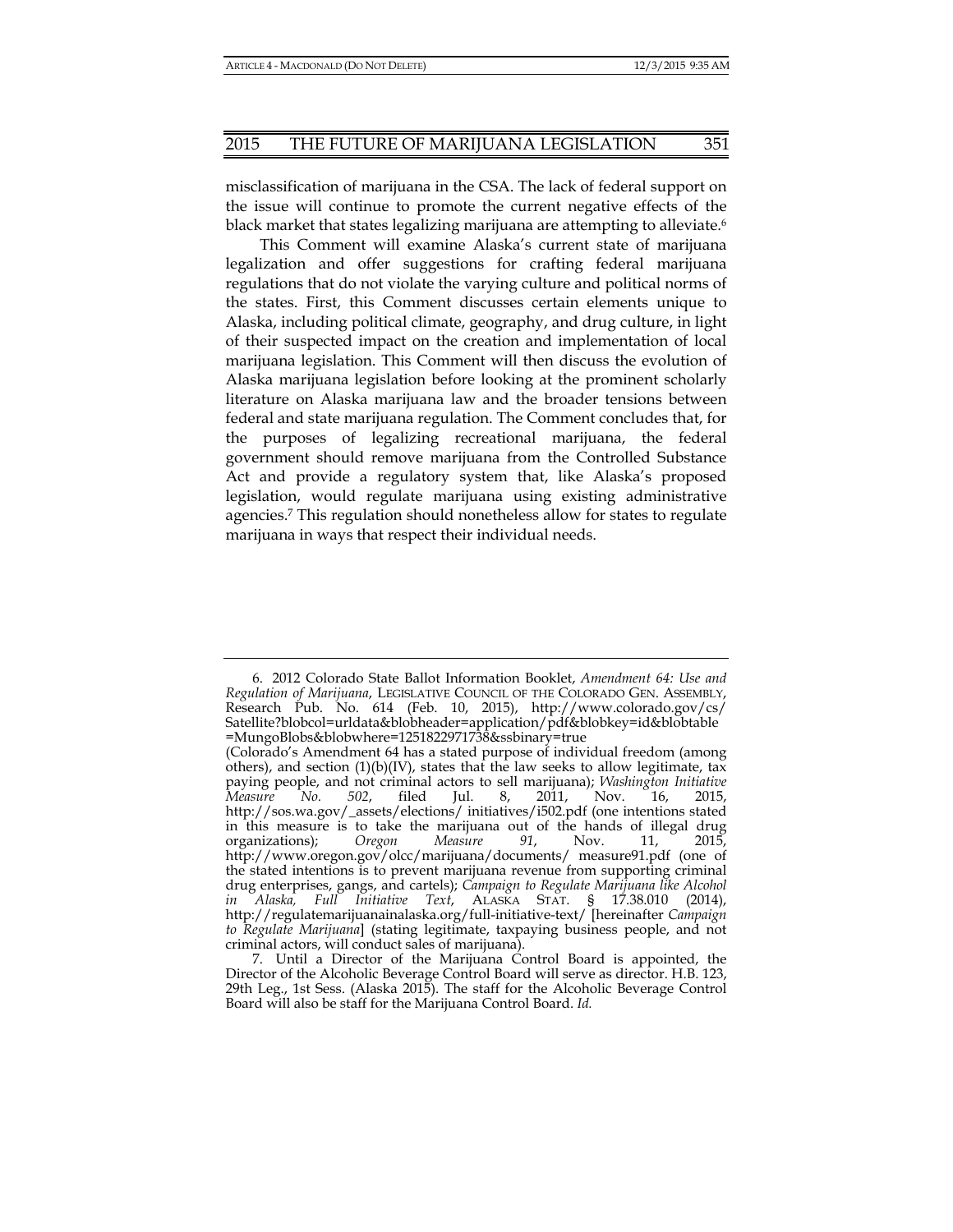misclassification of marijuana in the CSA. The lack of federal support on the issue will continue to promote the current negative effects of the black market that states legalizing marijuana are attempting to alleviate.[6]

This Comment will examine Alaska's current state of marijuana legalization and offer suggestions for crafting federal marijuana regulations that do not violate the varying culture and political norms of the states. First, this Comment discusses certain elements unique to Alaska, including political climate, geography, and drug culture, in light of their suspected impact on the creation and implementation of local marijuana legislation. This Comment will then discuss the evolution of Alaska marijuana legislation before looking at the prominent scholarly literature on Alaska marijuana law and the broader tensions between federal and state marijuana regulation. The Comment concludes that, for the purposes of legalizing recreational marijuana, the federal government should remove marijuana from the Controlled Substance Act and provide a regulatory system that, like Alaska's proposed legislation, would regulate marijuana using existing administrative agencies.[7] This regulation should nonetheless allow for states to regulate marijuana in ways that respect their individual needs.

---

6. 2012 Colorado State Ballot Information Booklet, *Amendment 64: Use and Regulation of Marijuana*, LEGISLATIVE COUNCIL OF THE COLORADO GEN. ASSEMBLY, Research Pub. No. 614 (Feb. 10, 2015), http://www.colorado.gov/cs/Satellite?blobcol=urldata&blobheader=application/pdf&blobkey=id&blobtable=MungoBlobs&blobwhere=1251822971738&ssbinary=true (Colorado's Amendment 64 has a stated purpose of individual freedom (among others), and section (1)(b)(IV), states that the law seeks to allow legitimate, tax paying people, and not criminal actors to sell marijuana); *Washington Initiative Measure No. 502*, filed Jul. 8, 2011, Nov. 16, 2015, http://sos.wa.gov/_assets/elections/ initiatives/i502.pdf (one intentions stated in this measure is to take the marijuana out of the hands of illegal drug organizations); *Oregon Measure 91*, Nov. 11, 2015, http://www.oregon.gov/olcc/marijuana/documents/ measure91.pdf (one of the stated intentions is to prevent marijuana revenue from supporting criminal drug enterprises, gangs, and cartels); *Campaign to Regulate Marijuana like Alcohol in Alaska, Full Initiative Text*, ALASKA STAT. § 17.38.010 (2014), http://regulatemarijuanainalaska.org/full-initiative-text/ [hereinafter *Campaign to Regulate Marijuana*] (stating legitimate, taxpaying business people, and not criminal actors, will conduct sales of marijuana).

7. Until a Director of the Marijuana Control Board is appointed, the Director of the Alcoholic Beverage Control Board will serve as director. H.B. 123, 29th Leg., 1st Sess. (Alaska 2015). The staff for the Alcoholic Beverage Control Board will also be staff for the Marijuana Control Board. *Id.*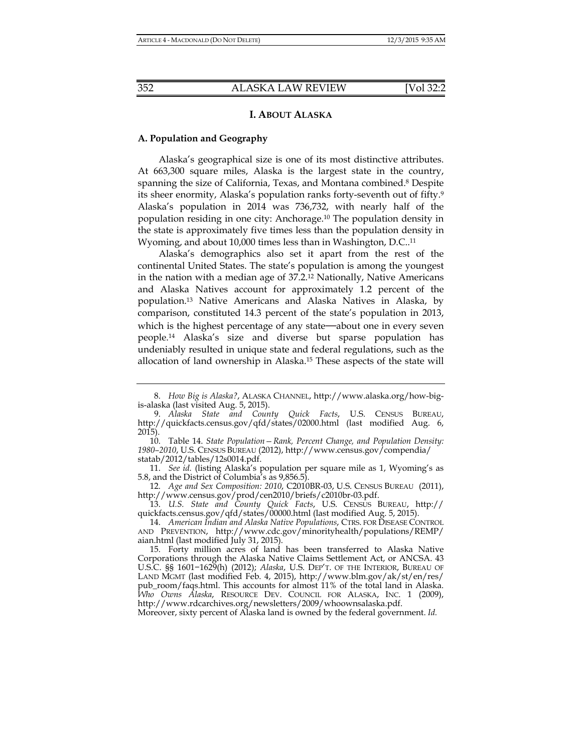## I. ABOUT ALASKA

### A. Population and Geography

Alaska's geographical size is one of its most distinctive attributes. At 663,300 square miles, Alaska is the largest state in the country, spanning the size of California, Texas, and Montana combined.[8] Despite its sheer enormity, Alaska's population ranks forty-seventh out of fifty.[9] Alaska's population in 2014 was 736,732, with nearly half of the population residing in one city: Anchorage.[10] The population density in the state is approximately five times less than the population density in Wyoming, and about 10,000 times less than in Washington, D.C..[11]

Alaska's demographics also set it apart from the rest of the continental United States. The state's population is among the youngest in the nation with a median age of 37.2.[12] Nationally, Native Americans and Alaska Natives account for approximately 1.2 percent of the population.[13] Native Americans and Alaska Natives in Alaska, by comparison, constituted 14.3 percent of the state's population in 2013, which is the highest percentage of any state—about one in every seven people.[14] Alaska's size and diverse but sparse population has undeniably resulted in unique state and federal regulations, such as the allocation of land ownership in Alaska.[15] These aspects of the state will

---

8. *How Big is Alaska?*, ALASKA CHANNEL, http://www.alaska.org/how-big-is-alaska (last visited Aug. 5, 2015).

9. *Alaska State and County Quick Facts*, U.S. CENSUS BUREAU, http://quickfacts.census.gov/qfd/states/02000.html (last modified Aug. 6, 2015).

10. Table 14. *State Population—Rank, Percent Change, and Population Density: 1980–2010*, U.S. CENSUS BUREAU (2012), http://www.census.gov/compendia/statab/2012/tables/12s0014.pdf.

11. *See id.* (listing Alaska's population per square mile as 1, Wyoming's as 5.8, and the District of Columbia's as 9,856.5).

12. *Age and Sex Composition: 2010*, C2010BR-03, U.S. CENSUS BUREAU (2011), http://www.census.gov/prod/cen2010/briefs/c2010br-03.pdf.

13. *U.S. State and County Quick Facts*, U.S. CENSUS BUREAU, http://quickfacts.census.gov/qfd/states/00000.html (last modified Aug. 5, 2015).

14. *American Indian and Alaska Native Populations*, CTRS. FOR DISEASE CONTROL AND PREVENTION, http://www.cdc.gov/minorityhealth/populations/REMP/aian.html (last modified July 31, 2015).

15. Forty million acres of land has been transferred to Alaska Native Corporations through the Alaska Native Claims Settlement Act, or ANCSA. 43 U.S.C. §§ 1601−1629(h) (2012); *Alaska*, U.S. DEP'T. OF THE INTERIOR, BUREAU OF LAND MGMT (last modified Feb. 4, 2015), http://www.blm.gov/ak/st/en/res/pub_room/faqs.html. This accounts for almost 11% of the total land in Alaska. *Who Owns Alaska*, RESOURCE DEV. COUNCIL FOR ALASKA, INC. 1 (2009), http://www.rdcarchives.org/newsletters/2009/whoownsalaska.pdf. Moreover, sixty percent of Alaska land is owned by the federal government. *Id.*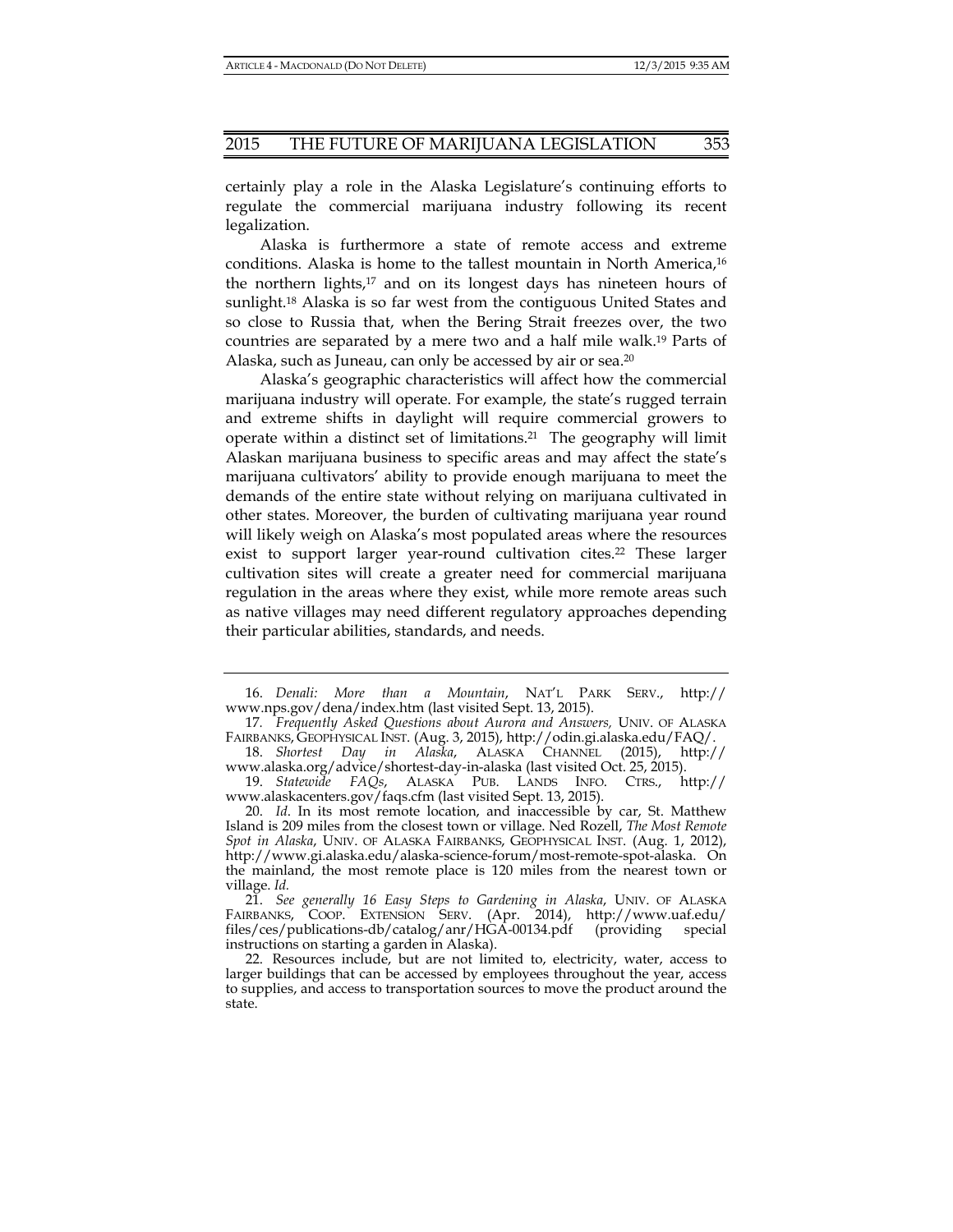certainly play a role in the Alaska Legislature's continuing efforts to regulate the commercial marijuana industry following its recent legalization.

Alaska is furthermore a state of remote access and extreme conditions. Alaska is home to the tallest mountain in North America,[16] the northern lights,[17] and on its longest days has nineteen hours of sunlight.[18] Alaska is so far west from the contiguous United States and so close to Russia that, when the Bering Strait freezes over, the two countries are separated by a mere two and a half mile walk.[19] Parts of Alaska, such as Juneau, can only be accessed by air or sea.[20]

Alaska's geographic characteristics will affect how the commercial marijuana industry will operate. For example, the state's rugged terrain and extreme shifts in daylight will require commercial growers to operate within a distinct set of limitations.[21] The geography will limit Alaskan marijuana business to specific areas and may affect the state's marijuana cultivators' ability to provide enough marijuana to meet the demands of the entire state without relying on marijuana cultivated in other states. Moreover, the burden of cultivating marijuana year round will likely weigh on Alaska's most populated areas where the resources exist to support larger year-round cultivation cites.[22] These larger cultivation sites will create a greater need for commercial marijuana regulation in the areas where they exist, while more remote areas such as native villages may need different regulatory approaches depending their particular abilities, standards, and needs.

---

16. *Denali: More than a Mountain*, NAT'L PARK SERV., http://www.nps.gov/dena/index.htm (last visited Sept. 13, 2015).

17. *Frequently Asked Questions about Aurora and Answers*, UNIV. OF ALASKA FAIRBANKS, GEOPHYSICAL INST. (Aug. 3, 2015), http://odin.gi.alaska.edu/FAQ/.

18. *Shortest Day in Alaska*, ALASKA CHANNEL (2015), http://www.alaska.org/advice/shortest-day-in-alaska (last visited Oct. 25, 2015).

19. *Statewide FAQs*, ALASKA PUB. LANDS INFO. CTRS., http://www.alaskacenters.gov/faqs.cfm (last visited Sept. 13, 2015).

20. *Id*. In its most remote location, and inaccessible by car, St. Matthew Island is 209 miles from the closest town or village. Ned Rozell, *The Most Remote Spot in Alaska*, UNIV. OF ALASKA FAIRBANKS, GEOPHYSICAL INST. (Aug. 1, 2012), http://www.gi.alaska.edu/alaska-science-forum/most-remote-spot-alaska. On the mainland, the most remote place is 120 miles from the nearest town or village. *Id*.

21. *See generally 16 Easy Steps to Gardening in Alaska*, UNIV. OF ALASKA FAIRBANKS, COOP. EXTENSION SERV. (Apr. 2014), http://www.uaf.edu/files/ces/publications-db/catalog/anr/HGA-00134.pdf (providing special instructions on starting a garden in Alaska).

22. Resources include, but are not limited to, electricity, water, access to larger buildings that can be accessed by employees throughout the year, access to supplies, and access to transportation sources to move the product around the state.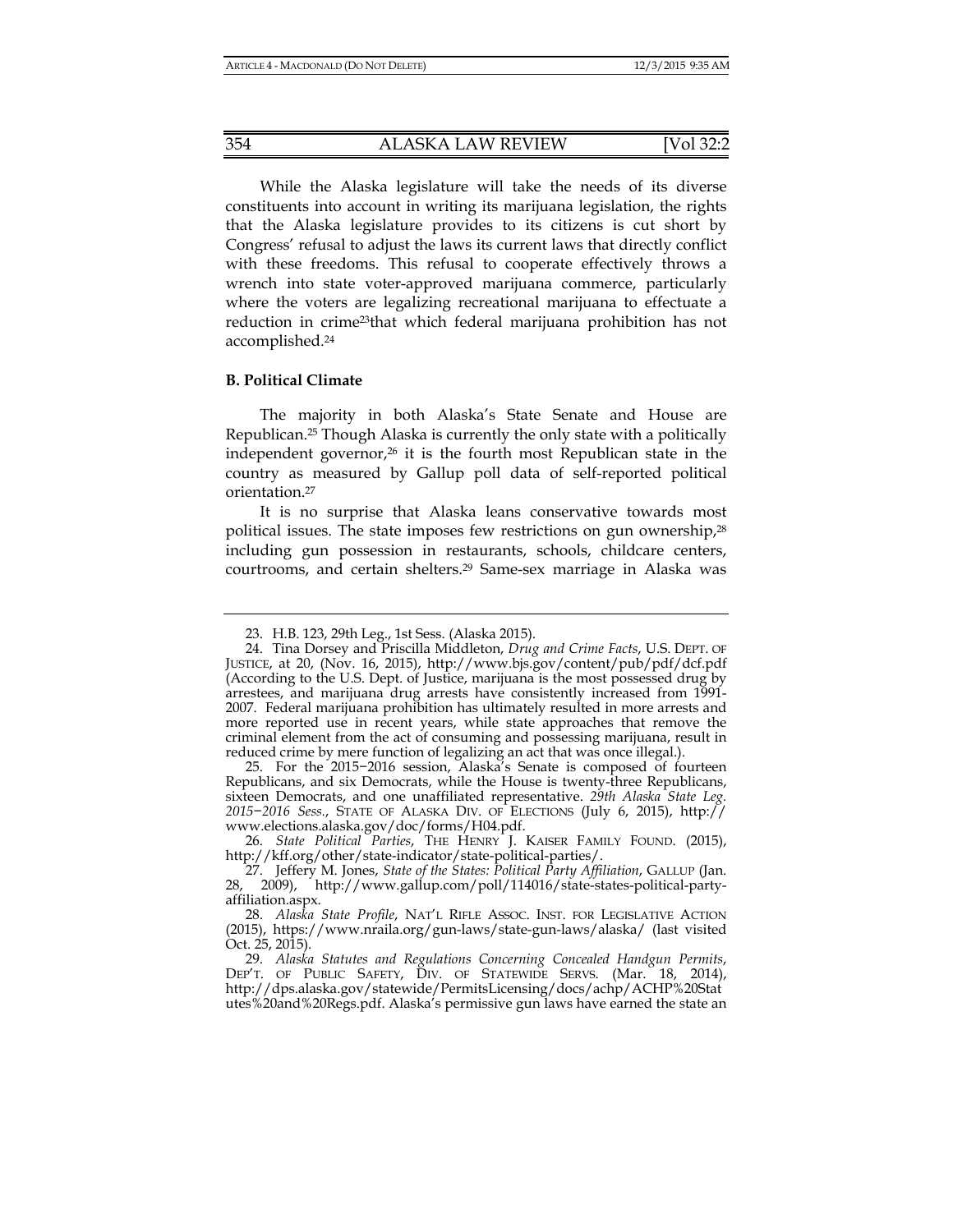While the Alaska legislature will take the needs of its diverse constituents into account in writing its marijuana legislation, the rights that the Alaska legislature provides to its citizens is cut short by Congress' refusal to adjust the laws its current laws that directly conflict with these freedoms. This refusal to cooperate effectively throws a wrench into state voter-approved marijuana commerce, particularly where the voters are legalizing recreational marijuana to effectuate a reduction in crime[23]that which federal marijuana prohibition has not accomplished.[24]

**B. Political Climate**

The majority in both Alaska's State Senate and House are Republican.[25] Though Alaska is currently the only state with a politically independent governor,[26] it is the fourth most Republican state in the country as measured by Gallup poll data of self-reported political orientation.[27]

It is no surprise that Alaska leans conservative towards most political issues. The state imposes few restrictions on gun ownership,[28] including gun possession in restaurants, schools, childcare centers, courtrooms, and certain shelters.[29] Same-sex marriage in Alaska was

---

23. H.B. 123, 29th Leg., 1st Sess. (Alaska 2015).

24. Tina Dorsey and Priscilla Middleton, *Drug and Crime Facts*, U.S. DEPT. OF JUSTICE, at 20, (Nov. 16, 2015), http://www.bjs.gov/content/pub/pdf/dcf.pdf (According to the U.S. Dept. of Justice, marijuana is the most possessed drug by arrestees, and marijuana drug arrests have consistently increased from 1991-2007. Federal marijuana prohibition has ultimately resulted in more arrests and more reported use in recent years, while state approaches that remove the criminal element from the act of consuming and possessing marijuana, result in reduced crime by mere function of legalizing an act that was once illegal.).

25. For the 2015−2016 session, Alaska's Senate is composed of fourteen Republicans, and six Democrats, while the House is twenty-three Republicans, sixteen Democrats, and one unaffiliated representative. *29th Alaska State Leg. 2015−2016 Sess.*, STATE OF ALASKA DIV. OF ELECTIONS (July 6, 2015), http://www.elections.alaska.gov/doc/forms/H04.pdf.

26. *State Political Parties*, THE HENRY J. KAISER FAMILY FOUND. (2015), http://kff.org/other/state-indicator/state-political-parties/.

27. Jeffery M. Jones, *State of the States: Political Party Affiliation*, GALLUP (Jan. 28, 2009), http://www.gallup.com/poll/114016/state-states-political-party-affiliation.aspx.

28. *Alaska State Profile*, NAT'L RIFLE ASSOC. INST. FOR LEGISLATIVE ACTION (2015), https://www.nraila.org/gun-laws/state-gun-laws/alaska/ (last visited Oct. 25, 2015).

29. *Alaska Statutes and Regulations Concerning Concealed Handgun Permits*, DEP'T. OF PUBLIC SAFETY, DIV. OF STATEWIDE SERVS. (Mar. 18, 2014), http://dps.alaska.gov/statewide/PermitsLicensing/docs/achp/ACHP%20Statutes%20and%20Regs.pdf. Alaska's permissive gun laws have earned the state an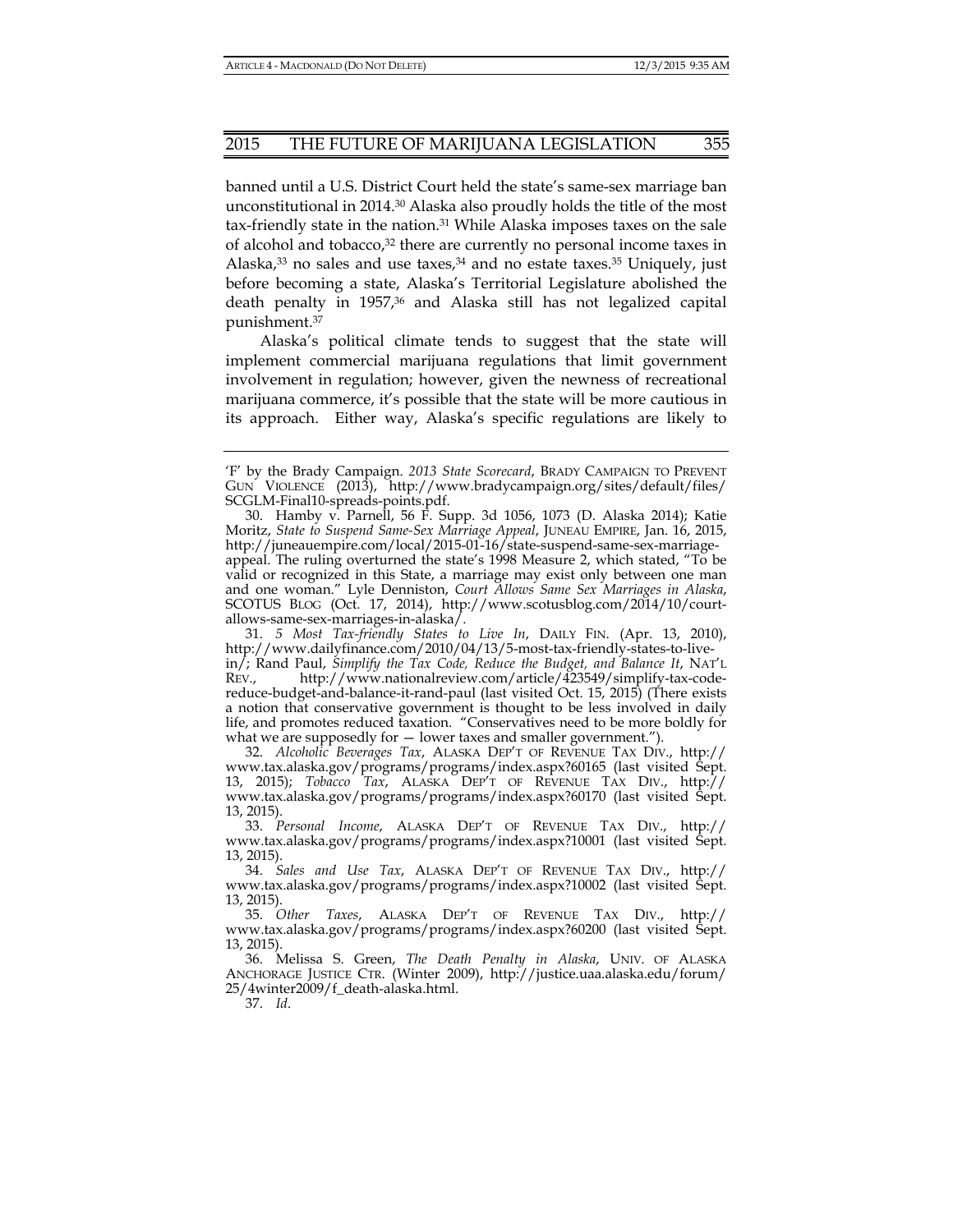banned until a U.S. District Court held the state's same-sex marriage ban unconstitutional in 2014.[30] Alaska also proudly holds the title of the most tax-friendly state in the nation.[31] While Alaska imposes taxes on the sale of alcohol and tobacco,[32] there are currently no personal income taxes in Alaska,[33] no sales and use taxes,[34] and no estate taxes.[35] Uniquely, just before becoming a state, Alaska's Territorial Legislature abolished the death penalty in 1957,[36] and Alaska still has not legalized capital punishment.[37]

Alaska's political climate tends to suggest that the state will implement commercial marijuana regulations that limit government involvement in regulation; however, given the newness of recreational marijuana commerce, it's possible that the state will be more cautious in its approach. Either way, Alaska's specific regulations are likely to

---

'F' by the Brady Campaign. *2013 State Scorecard*, BRADY CAMPAIGN TO PREVENT GUN VIOLENCE (2013), http://www.bradycampaign.org/sites/default/files/SCGLM-Final10-spreads-points.pdf.

30. Hamby v. Parnell, 56 F. Supp. 3d 1056, 1073 (D. Alaska 2014); Katie Moritz, *State to Suspend Same-Sex Marriage Appeal*, JUNEAU EMPIRE, Jan. 16, 2015, http://juneauempire.com/local/2015-01-16/state-suspend-same-sex-marriage-appeal. The ruling overturned the state's 1998 Measure 2, which stated, "To be valid or recognized in this State, a marriage may exist only between one man and one woman." Lyle Denniston, *Court Allows Same Sex Marriages in Alaska*, SCOTUS BLOG (Oct. 17, 2014), http://www.scotusblog.com/2014/10/court-allows-same-sex-marriages-in-alaska/.

31. *5 Most Tax-friendly States to Live In*, DAILY FIN. (Apr. 13, 2010), http://www.dailyfinance.com/2010/04/13/5-most-tax-friendly-states-to-live-in/; Rand Paul, *Simplify the Tax Code, Reduce the Budget, and Balance It*, NAT'L REV., http://www.nationalreview.com/article/423549/simplify-tax-code-reduce-budget-and-balance-it-rand-paul (last visited Oct. 15, 2015) (There exists a notion that conservative government is thought to be less involved in daily life, and promotes reduced taxation. "Conservatives need to be more boldly for what we are supposedly for — lower taxes and smaller government.").

32. *Alcoholic Beverages Tax*, ALASKA DEP'T OF REVENUE TAX DIV., http://www.tax.alaska.gov/programs/programs/index.aspx?60165 (last visited Sept. 13, 2015); *Tobacco Tax*, ALASKA DEP'T OF REVENUE TAX DIV., http://www.tax.alaska.gov/programs/programs/index.aspx?60170 (last visited Sept. 13, 2015).

33. *Personal Income*, ALASKA DEP'T OF REVENUE TAX DIV., http://www.tax.alaska.gov/programs/programs/index.aspx?10001 (last visited Sept. 13, 2015).

34. *Sales and Use Tax*, ALASKA DEP'T OF REVENUE TAX DIV., http://www.tax.alaska.gov/programs/programs/index.aspx?10002 (last visited Sept. 13, 2015).

35. *Other Taxes*, ALASKA DEP'T OF REVENUE TAX DIV., http://www.tax.alaska.gov/programs/programs/index.aspx?60200 (last visited Sept. 13, 2015).

36. Melissa S. Green, *The Death Penalty in Alaska*, UNIV. OF ALASKA ANCHORAGE JUSTICE CTR. (Winter 2009), http://justice.uaa.alaska.edu/forum/25/4winter2009/f_death-alaska.html.

37. *Id*.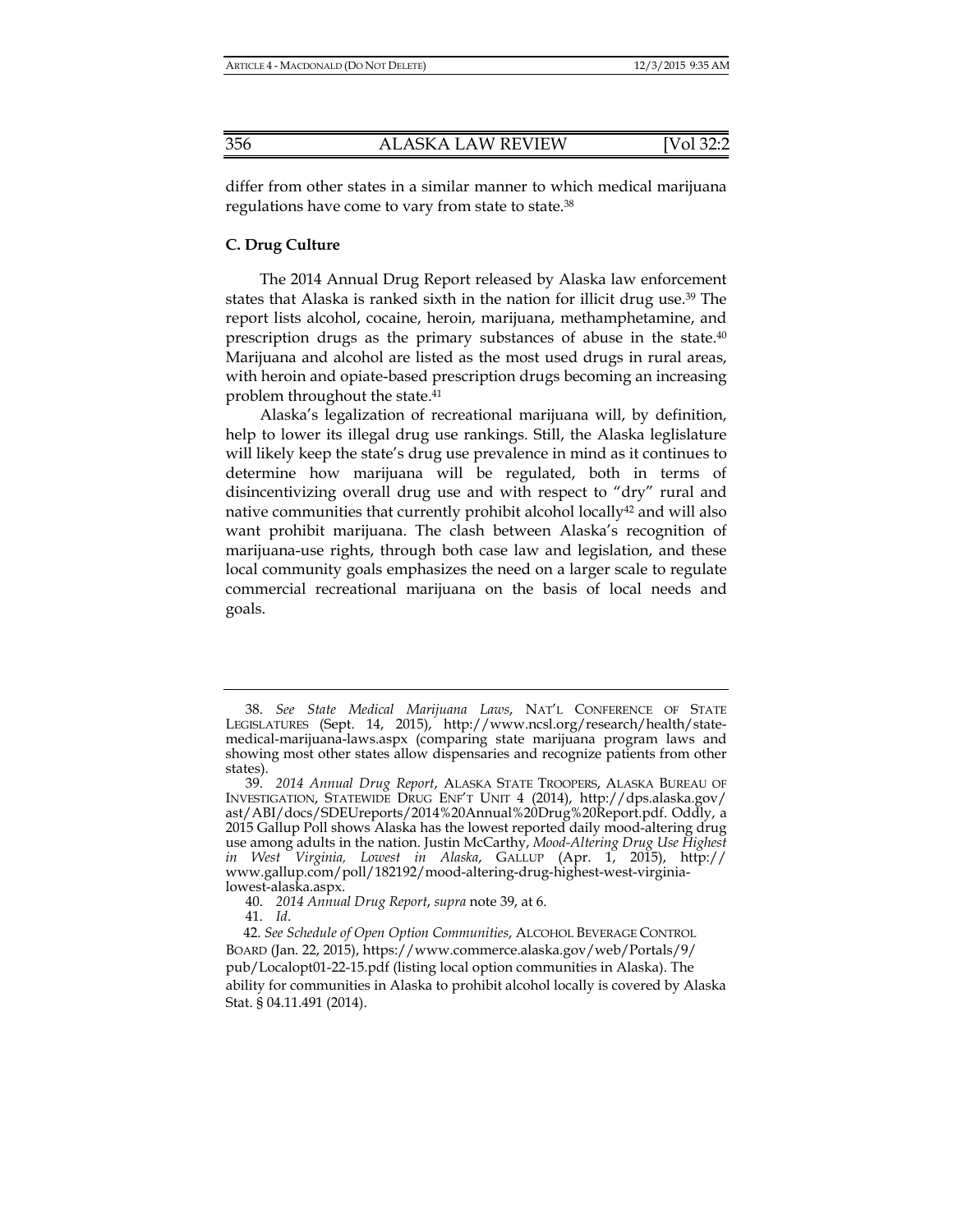differ from other states in a similar manner to which medical marijuana regulations have come to vary from state to state.[38]

### C. Drug Culture

The 2014 Annual Drug Report released by Alaska law enforcement states that Alaska is ranked sixth in the nation for illicit drug use.[39] The report lists alcohol, cocaine, heroin, marijuana, methamphetamine, and prescription drugs as the primary substances of abuse in the state.[40] Marijuana and alcohol are listed as the most used drugs in rural areas, with heroin and opiate-based prescription drugs becoming an increasing problem throughout the state.[41]

Alaska's legalization of recreational marijuana will, by definition, help to lower its illegal drug use rankings. Still, the Alaska leglislature will likely keep the state's drug use prevalence in mind as it continues to determine how marijuana will be regulated, both in terms of disincentivizing overall drug use and with respect to "dry" rural and native communities that currently prohibit alcohol locally[42] and will also want prohibit marijuana. The clash between Alaska's recognition of marijuana-use rights, through both case law and legislation, and these local community goals emphasizes the need on a larger scale to regulate commercial recreational marijuana on the basis of local needs and goals.

---

38. *See State Medical Marijuana Laws*, NAT'L CONFERENCE OF STATE LEGISLATURES (Sept. 14, 2015), http://www.ncsl.org/research/health/state-medical-marijuana-laws.aspx (comparing state marijuana program laws and showing most other states allow dispensaries and recognize patients from other states).

39. *2014 Annual Drug Report*, ALASKA STATE TROOPERS, ALASKA BUREAU OF INVESTIGATION, STATEWIDE DRUG ENF'T UNIT 4 (2014), http://dps.alaska.gov/ast/ABI/docs/SDEUreports/2014%20Annual%20Drug%20Report.pdf. Oddly, a 2015 Gallup Poll shows Alaska has the lowest reported daily mood-altering drug use among adults in the nation. Justin McCarthy, *Mood-Altering Drug Use Highest in West Virginia, Lowest in Alaska*, GALLUP (Apr. 1, 2015), http://www.gallup.com/poll/182192/mood-altering-drug-highest-west-virginia-lowest-alaska.aspx.

40. *2014 Annual Drug Report*, *supra* note 39, at 6.

41. *Id.*

42. *See Schedule of Open Option Communities*, ALCOHOL BEVERAGE CONTROL BOARD (Jan. 22, 2015), https://www.commerce.alaska.gov/web/Portals/9/pub/Localopt01-22-15.pdf (listing local option communities in Alaska). The ability for communities in Alaska to prohibit alcohol locally is covered by Alaska Stat. § 04.11.491 (2014).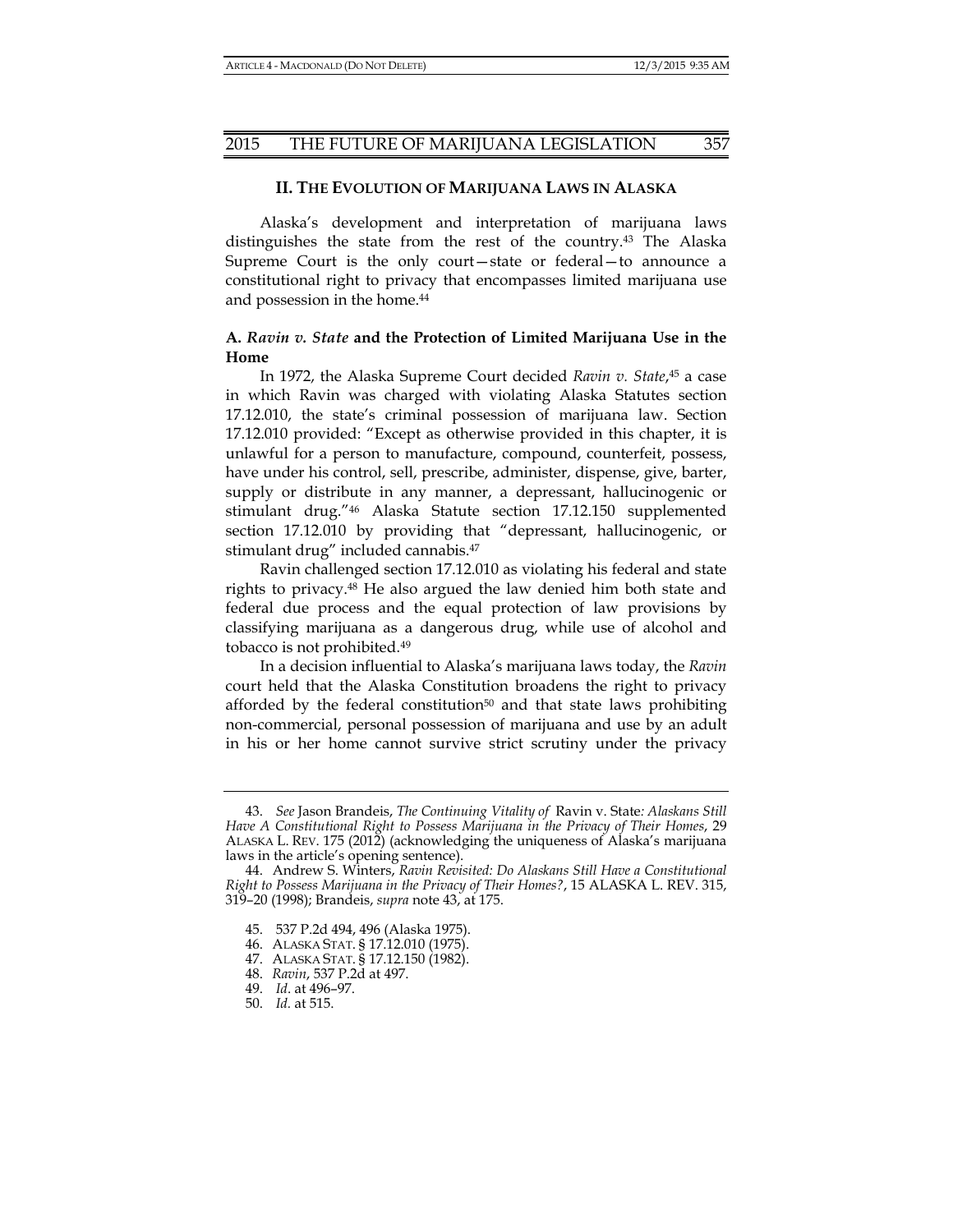## II. THE EVOLUTION OF MARIJUANA LAWS IN ALASKA

Alaska's development and interpretation of marijuana laws distinguishes the state from the rest of the country.[43] The Alaska Supreme Court is the only court—state or federal—to announce a constitutional right to privacy that encompasses limited marijuana use and possession in the home.[44]

### A. *Ravin v. State* and the Protection of Limited Marijuana Use in the Home

In 1972, the Alaska Supreme Court decided *Ravin v. State*,[45] a case in which Ravin was charged with violating Alaska Statutes section 17.12.010, the state's criminal possession of marijuana law. Section 17.12.010 provided: "Except as otherwise provided in this chapter, it is unlawful for a person to manufacture, compound, counterfeit, possess, have under his control, sell, prescribe, administer, dispense, give, barter, supply or distribute in any manner, a depressant, hallucinogenic or stimulant drug."[46] Alaska Statute section 17.12.150 supplemented section 17.12.010 by providing that "depressant, hallucinogenic, or stimulant drug" included cannabis.[47]

Ravin challenged section 17.12.010 as violating his federal and state rights to privacy.[48] He also argued the law denied him both state and federal due process and the equal protection of law provisions by classifying marijuana as a dangerous drug, while use of alcohol and tobacco is not prohibited.[49]

In a decision influential to Alaska's marijuana laws today, the *Ravin* court held that the Alaska Constitution broadens the right to privacy afforded by the federal constitution[50] and that state laws prohibiting non-commercial, personal possession of marijuana and use by an adult in his or her home cannot survive strict scrutiny under the privacy

---

43. *See* Jason Brandeis, *The Continuing Vitality of* Ravin v. State*: Alaskans Still Have A Constitutional Right to Possess Marijuana in the Privacy of Their Homes*, 29 ALASKA L. REV. 175 (2012) (acknowledging the uniqueness of Alaska's marijuana laws in the article's opening sentence).

44. Andrew S. Winters, *Ravin Revisited: Do Alaskans Still Have a Constitutional Right to Possess Marijuana in the Privacy of Their Homes?*, 15 ALASKA L. REV. 315, 319–20 (1998); Brandeis, *supra* note 43, at 175.

45. 537 P.2d 494, 496 (Alaska 1975).

46. ALASKA STAT. § 17.12.010 (1975).

47. ALASKA STAT. § 17.12.150 (1982).

48. *Ravin*, 537 P.2d at 497.

49. *Id*. at 496–97.

50. *Id*. at 515.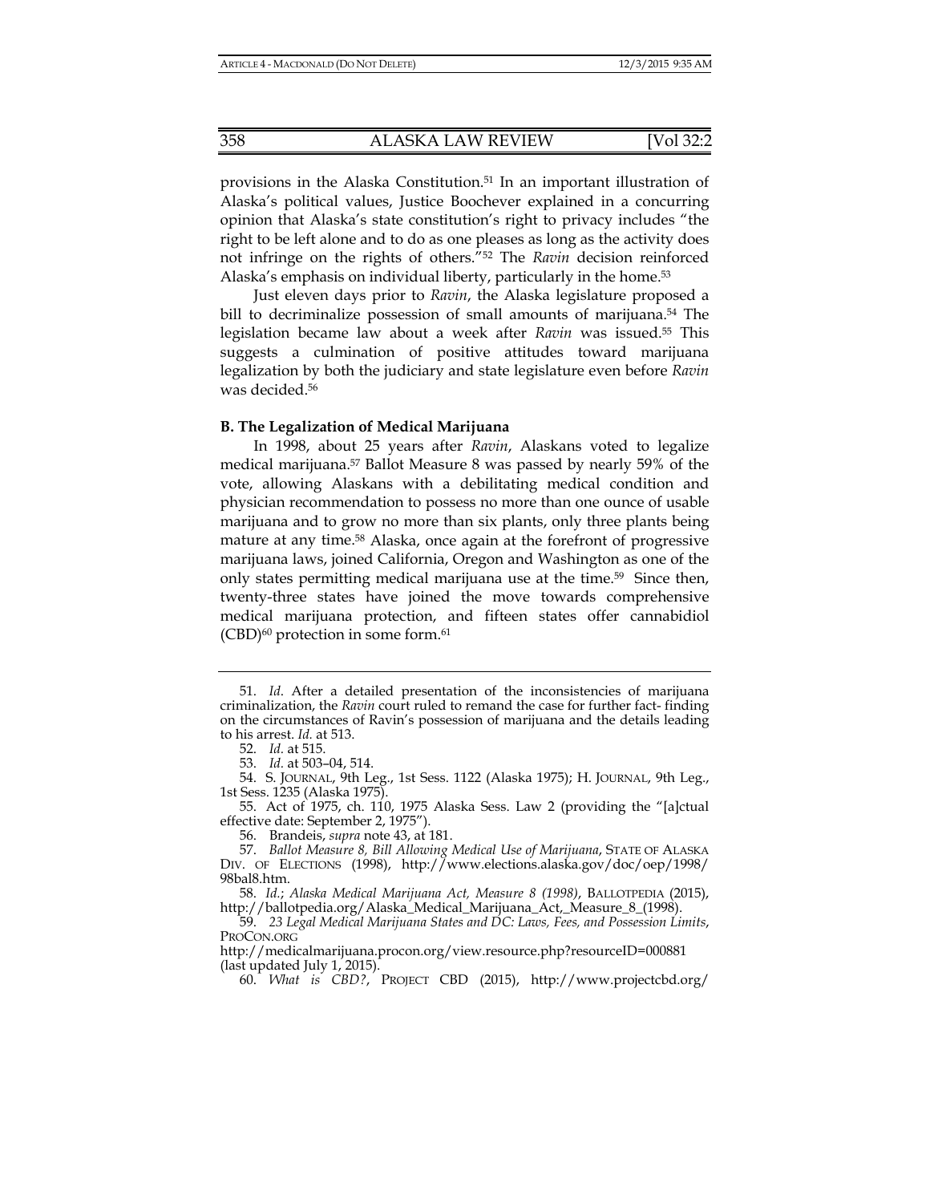provisions in the Alaska Constitution.[51] In an important illustration of Alaska's political values, Justice Boochever explained in a concurring opinion that Alaska's state constitution's right to privacy includes "the right to be left alone and to do as one pleases as long as the activity does not infringe on the rights of others."[52] The *Ravin* decision reinforced Alaska's emphasis on individual liberty, particularly in the home.[53]

Just eleven days prior to *Ravin*, the Alaska legislature proposed a bill to decriminalize possession of small amounts of marijuana.[54] The legislation became law about a week after *Ravin* was issued.[55] This suggests a culmination of positive attitudes toward marijuana legalization by both the judiciary and state legislature even before *Ravin* was decided.[56]

**B. The Legalization of Medical Marijuana**

In 1998, about 25 years after *Ravin*, Alaskans voted to legalize medical marijuana.[57] Ballot Measure 8 was passed by nearly 59% of the vote, allowing Alaskans with a debilitating medical condition and physician recommendation to possess no more than one ounce of usable marijuana and to grow no more than six plants, only three plants being mature at any time.[58] Alaska, once again at the forefront of progressive marijuana laws, joined California, Oregon and Washington as one of the only states permitting medical marijuana use at the time.[59] Since then, twenty-three states have joined the move towards comprehensive medical marijuana protection, and fifteen states offer cannabidiol (CBD)[60] protection in some form.[61]

---

51. *Id.* After a detailed presentation of the inconsistencies of marijuana criminalization, the *Ravin* court ruled to remand the case for further fact- finding on the circumstances of Ravin's possession of marijuana and the details leading to his arrest. *Id.* at 513.

52. *Id.* at 515.

53. *Id.* at 503–04, 514.

54. S. JOURNAL, 9th Leg., 1st Sess. 1122 (Alaska 1975); H. JOURNAL, 9th Leg., 1st Sess. 1235 (Alaska 1975).

55. Act of 1975, ch. 110, 1975 Alaska Sess. Law 2 (providing the "[a]ctual effective date: September 2, 1975").

56. Brandeis, *supra* note 43, at 181.

57. *Ballot Measure 8, Bill Allowing Medical Use of Marijuana*, STATE OF ALASKA DIV. OF ELECTIONS (1998), http://www.elections.alaska.gov/doc/oep/1998/98bal8.htm.

58. *Id.*; *Alaska Medical Marijuana Act, Measure 8 (1998)*, BALLOTPEDIA (2015), http://ballotpedia.org/Alaska_Medical_Marijuana_Act,_Measure_8_(1998).

59. *23 Legal Medical Marijuana States and DC: Laws, Fees, and Possession Limits*, PROCON.ORG http://medicalmarijuana.procon.org/view.resource.php?resourceID=000881 (last updated July 1, 2015).

60. *What is CBD?*, PROJECT CBD (2015), http://www.projectcbd.org/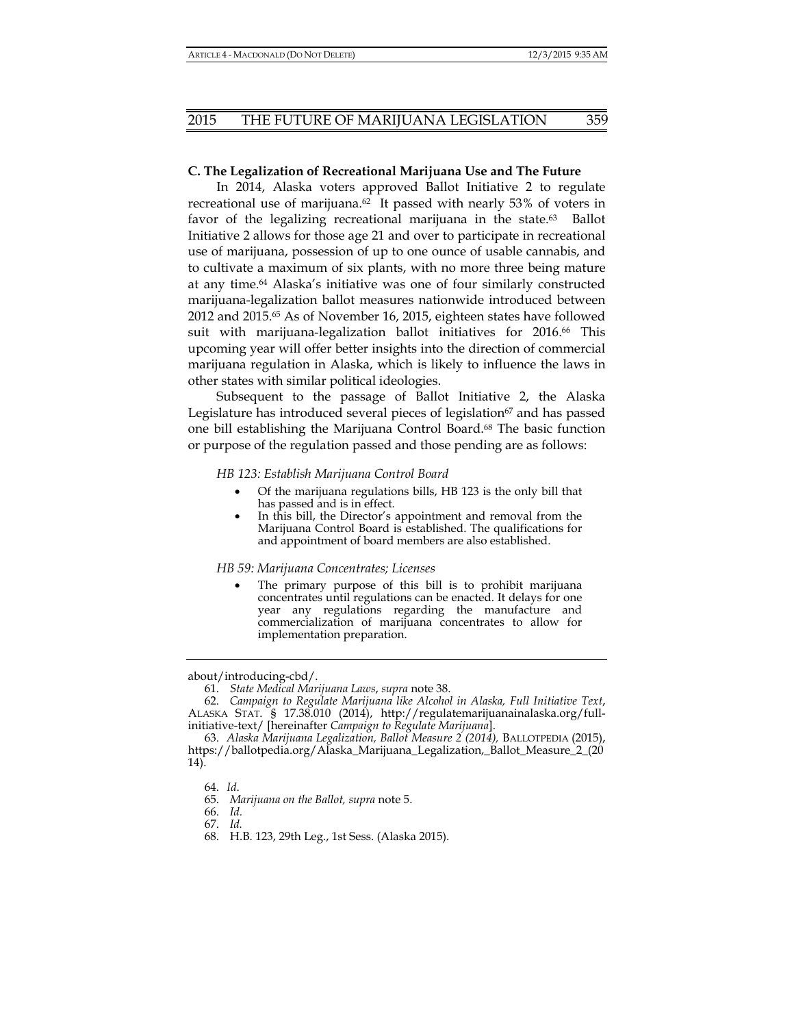### C. The Legalization of Recreational Marijuana Use and The Future

In 2014, Alaska voters approved Ballot Initiative 2 to regulate recreational use of marijuana.[62] It passed with nearly 53% of voters in favor of the legalizing recreational marijuana in the state.[63] Ballot Initiative 2 allows for those age 21 and over to participate in recreational use of marijuana, possession of up to one ounce of usable cannabis, and to cultivate a maximum of six plants, with no more three being mature at any time.[64] Alaska's initiative was one of four similarly constructed marijuana-legalization ballot measures nationwide introduced between 2012 and 2015.[65] As of November 16, 2015, eighteen states have followed suit with marijuana-legalization ballot initiatives for 2016.[66] This upcoming year will offer better insights into the direction of commercial marijuana regulation in Alaska, which is likely to influence the laws in other states with similar political ideologies.

Subsequent to the passage of Ballot Initiative 2, the Alaska Legislature has introduced several pieces of legislation[67] and has passed one bill establishing the Marijuana Control Board.[68] The basic function or purpose of the regulation passed and those pending are as follows:

*HB 123: Establish Marijuana Control Board*

- Of the marijuana regulations bills, HB 123 is the only bill that has passed and is in effect.
- In this bill, the Director's appointment and removal from the Marijuana Control Board is established. The qualifications for and appointment of board members are also established.

*HB 59: Marijuana Concentrates; Licenses*

- The primary purpose of this bill is to prohibit marijuana concentrates until regulations can be enacted. It delays for one year any regulations regarding the manufacture and commercialization of marijuana concentrates to allow for implementation preparation.

---

about/introducing-cbd/.

61. *State Medical Marijuana Laws*, *supra* note 38.

62. *Campaign to Regulate Marijuana like Alcohol in Alaska, Full Initiative Text*, ALASKA STAT. § 17.38.010 (2014), http://regulatemarijuanainalaska.org/full-initiative-text/ [hereinafter *Campaign to Regulate Marijuana*].

63. *Alaska Marijuana Legalization, Ballot Measure 2 (2014),* BALLOTPEDIA (2015), https://ballotpedia.org/Alaska_Marijuana_Legalization,_Ballot_Measure_2_(2014).

64. *Id.*

65. *Marijuana on the Ballot, supra* note 5.

66. *Id.*

67. *Id.*

68. H.B. 123, 29th Leg., 1st Sess. (Alaska 2015).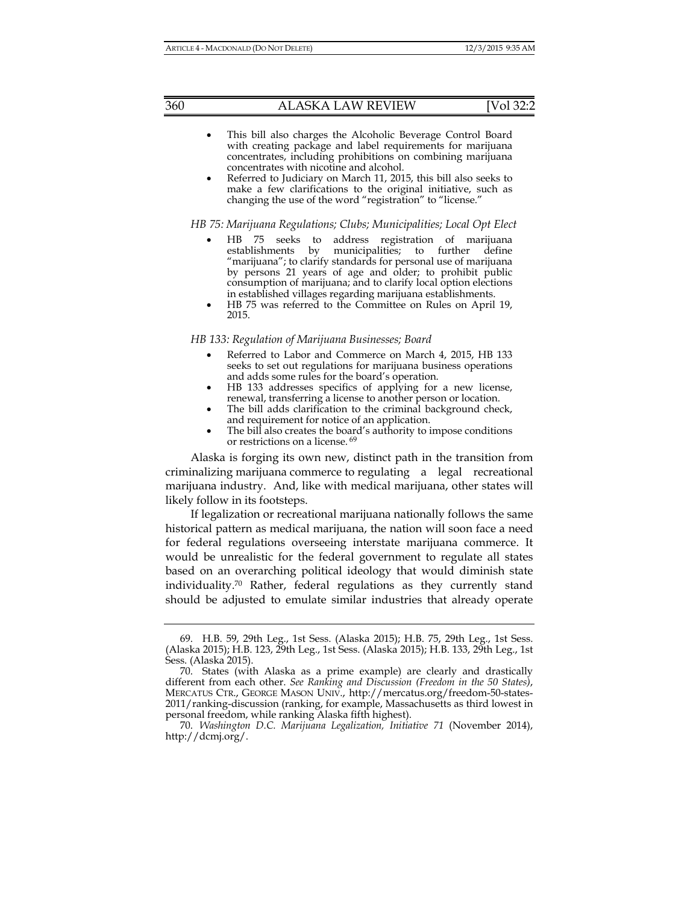- This bill also charges the Alcoholic Beverage Control Board with creating package and label requirements for marijuana concentrates, including prohibitions on combining marijuana concentrates with nicotine and alcohol.
- Referred to Judiciary on March 11, 2015, this bill also seeks to make a few clarifications to the original initiative, such as changing the use of the word "registration" to "license."

*HB 75: Marijuana Regulations; Clubs; Municipalities; Local Opt Elect*

- HB 75 seeks to address registration of marijuana establishments by municipalities; to further define "marijuana"; to clarify standards for personal use of marijuana by persons 21 years of age and older; to prohibit public consumption of marijuana; and to clarify local option elections in established villages regarding marijuana establishments.
- HB 75 was referred to the Committee on Rules on April 19, 2015.

*HB 133: Regulation of Marijuana Businesses; Board*

- Referred to Labor and Commerce on March 4, 2015, HB 133 seeks to set out regulations for marijuana business operations and adds some rules for the board's operation.
- HB 133 addresses specifics of applying for a new license, renewal, transferring a license to another person or location.
- The bill adds clarification to the criminal background check, and requirement for notice of an application.
- The bill also creates the board's authority to impose conditions or restrictions on a license. [69]

Alaska is forging its own new, distinct path in the transition from criminalizing marijuana commerce to regulating a legal recreational marijuana industry. And, like with medical marijuana, other states will likely follow in its footsteps.

If legalization or recreational marijuana nationally follows the same historical pattern as medical marijuana, the nation will soon face a need for federal regulations overseeing interstate marijuana commerce. It would be unrealistic for the federal government to regulate all states based on an overarching political ideology that would diminish state individuality.[70] Rather, federal regulations as they currently stand should be adjusted to emulate similar industries that already operate

---

69. H.B. 59, 29th Leg., 1st Sess. (Alaska 2015); H.B. 75, 29th Leg., 1st Sess. (Alaska 2015); H.B. 123, 29th Leg., 1st Sess. (Alaska 2015); H.B. 133, 29th Leg., 1st Sess. (Alaska 2015).

70. States (with Alaska as a prime example) are clearly and drastically different from each other. *See Ranking and Discussion (Freedom in the 50 States)*, MERCATUS CTR., GEORGE MASON UNIV., http://mercatus.org/freedom-50-states-2011/ranking-discussion (ranking, for example, Massachusetts as third lowest in personal freedom, while ranking Alaska fifth highest).

70. *Washington D.C. Marijuana Legalization, Initiative 71* (November 2014), http://dcmj.org/.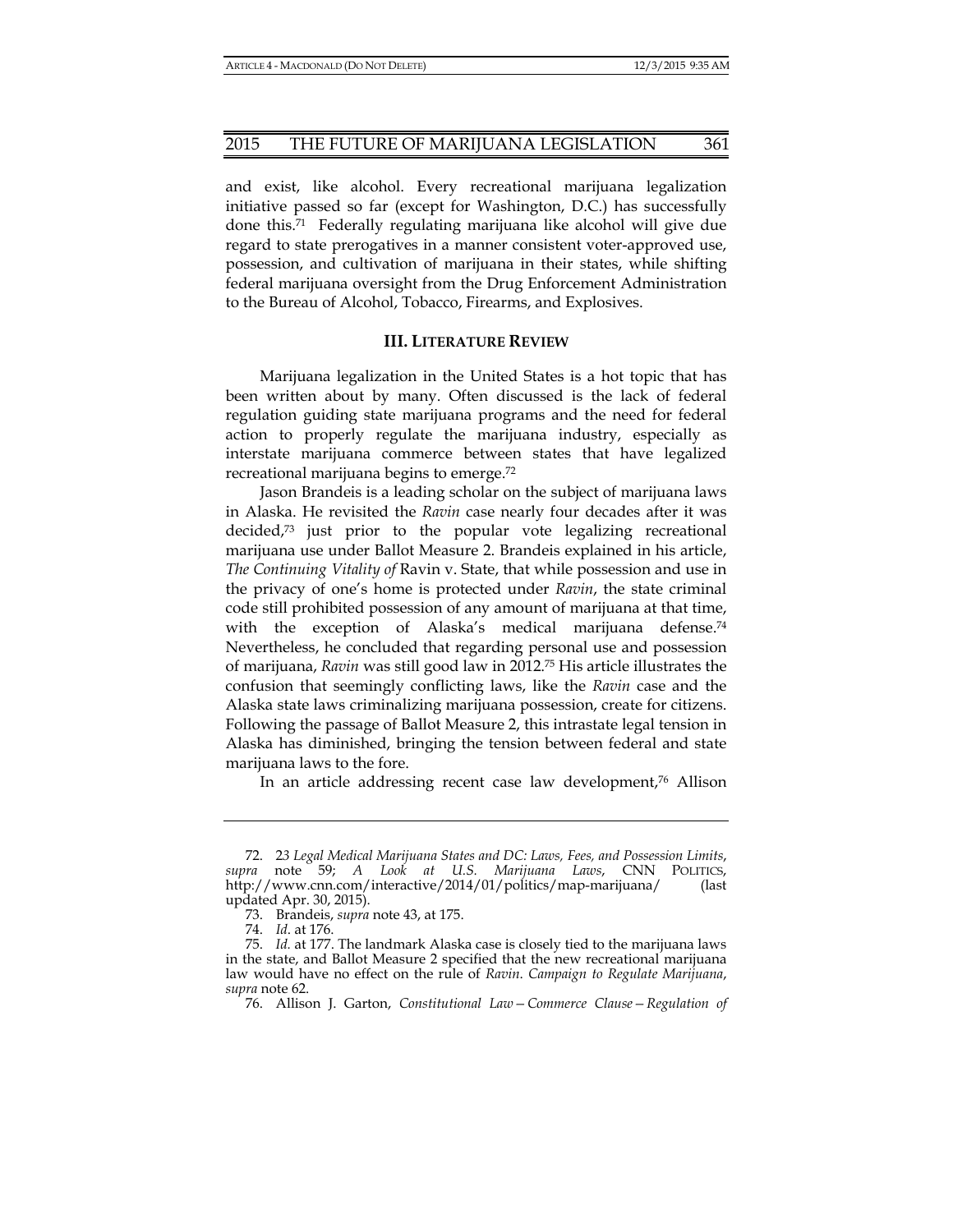and exist, like alcohol. Every recreational marijuana legalization initiative passed so far (except for Washington, D.C.) has successfully done this.[71] Federally regulating marijuana like alcohol will give due regard to state prerogatives in a manner consistent voter-approved use, possession, and cultivation of marijuana in their states, while shifting federal marijuana oversight from the Drug Enforcement Administration to the Bureau of Alcohol, Tobacco, Firearms, and Explosives.

## III. LITERATURE REVIEW

Marijuana legalization in the United States is a hot topic that has been written about by many. Often discussed is the lack of federal regulation guiding state marijuana programs and the need for federal action to properly regulate the marijuana industry, especially as interstate marijuana commerce between states that have legalized recreational marijuana begins to emerge.[72]

Jason Brandeis is a leading scholar on the subject of marijuana laws in Alaska. He revisited the *Ravin* case nearly four decades after it was decided,[73] just prior to the popular vote legalizing recreational marijuana use under Ballot Measure 2. Brandeis explained in his article, *The Continuing Vitality of* Ravin v. State, that while possession and use in the privacy of one's home is protected under *Ravin*, the state criminal code still prohibited possession of any amount of marijuana at that time, with the exception of Alaska's medical marijuana defense.[74] Nevertheless, he concluded that regarding personal use and possession of marijuana, *Ravin* was still good law in 2012.[75] His article illustrates the confusion that seemingly conflicting laws, like the *Ravin* case and the Alaska state laws criminalizing marijuana possession, create for citizens. Following the passage of Ballot Measure 2, this intrastate legal tension in Alaska has diminished, bringing the tension between federal and state marijuana laws to the fore.

In an article addressing recent case law development,[76] Allison

---

72. 23 *Legal Medical Marijuana States and DC: Laws, Fees, and Possession Limits*, *supra* note 59; *A Look at U.S. Marijuana Laws*, CNN POLITICS, http://www.cnn.com/interactive/2014/01/politics/map-marijuana/ (last updated Apr. 30, 2015).

73. Brandeis, *supra* note 43, at 175.

74. *Id.* at 176.

75. *Id.* at 177. The landmark Alaska case is closely tied to the marijuana laws in the state, and Ballot Measure 2 specified that the new recreational marijuana law would have no effect on the rule of *Ravin*. *Campaign to Regulate Marijuana*, *supra* note 62.

76. Allison J. Garton, *Constitutional Law—Commerce Clause—Regulation of*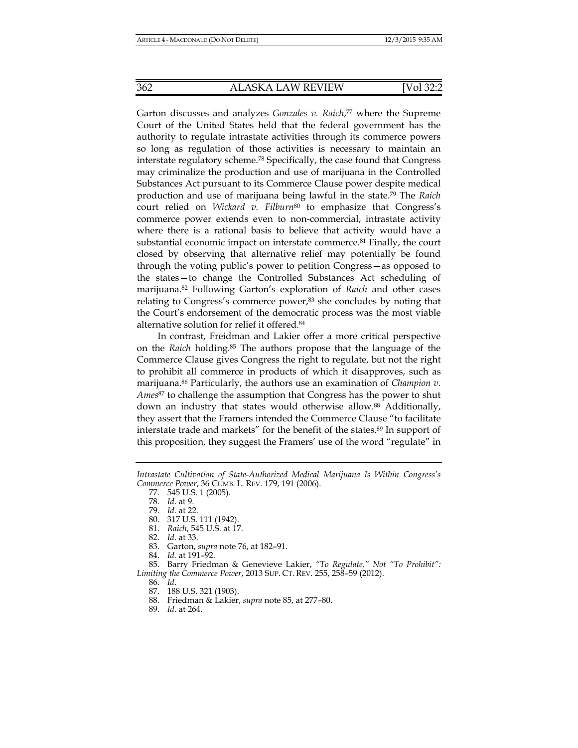Garton discusses and analyzes *Gonzales v. Raich*,[77] where the Supreme Court of the United States held that the federal government has the authority to regulate intrastate activities through its commerce powers so long as regulation of those activities is necessary to maintain an interstate regulatory scheme.[78] Specifically, the case found that Congress may criminalize the production and use of marijuana in the Controlled Substances Act pursuant to its Commerce Clause power despite medical production and use of marijuana being lawful in the state.[79] The *Raich* court relied on *Wickard v. Filburn*[80] to emphasize that Congress's commerce power extends even to non-commercial, intrastate activity where there is a rational basis to believe that activity would have a substantial economic impact on interstate commerce.[81] Finally, the court closed by observing that alternative relief may potentially be found through the voting public's power to petition Congress—as opposed to the states—to change the Controlled Substances Act scheduling of marijuana.[82] Following Garton's exploration of *Raich* and other cases relating to Congress's commerce power,[83] she concludes by noting that the Court's endorsement of the democratic process was the most viable alternative solution for relief it offered.[84]

In contrast, Freidman and Lakier offer a more critical perspective on the *Raich* holding.[85] The authors propose that the language of the Commerce Clause gives Congress the right to regulate, but not the right to prohibit all commerce in products of which it disapproves, such as marijuana.[86] Particularly, the authors use an examination of *Champion v. Ames*[87] to challenge the assumption that Congress has the power to shut down an industry that states would otherwise allow.[88] Additionally, they assert that the Framers intended the Commerce Clause "to facilitate interstate trade and markets" for the benefit of the states.[89] In support of this proposition, they suggest the Framers' use of the word "regulate" in

---

*Intrastate Cultivation of State-Authorized Medical Marijuana Is Within Congress's Commerce Power*, 36 CUMB. L. REV. 179, 191 (2006).

77. 545 U.S. 1 (2005).
78. *Id*. at 9.
79. *Id.* at 22.
80. 317 U.S. 111 (1942).
81. *Raich*, 545 U.S. at 17.
82. *Id*. at 33.
83. Garton, *supra* note 76, at 182–91.
84. *Id.* at 191–92.
85. Barry Friedman & Genevieve Lakier, *"To Regulate," Not "To Prohibit": Limiting the Commerce Power*, 2013 SUP. CT. REV. 255, 258–59 (2012).
86. *Id*.
87. 188 U.S. 321 (1903).
88. Friedman & Lakier, *supra* note 85, at 277–80.
89. *Id*. at 264.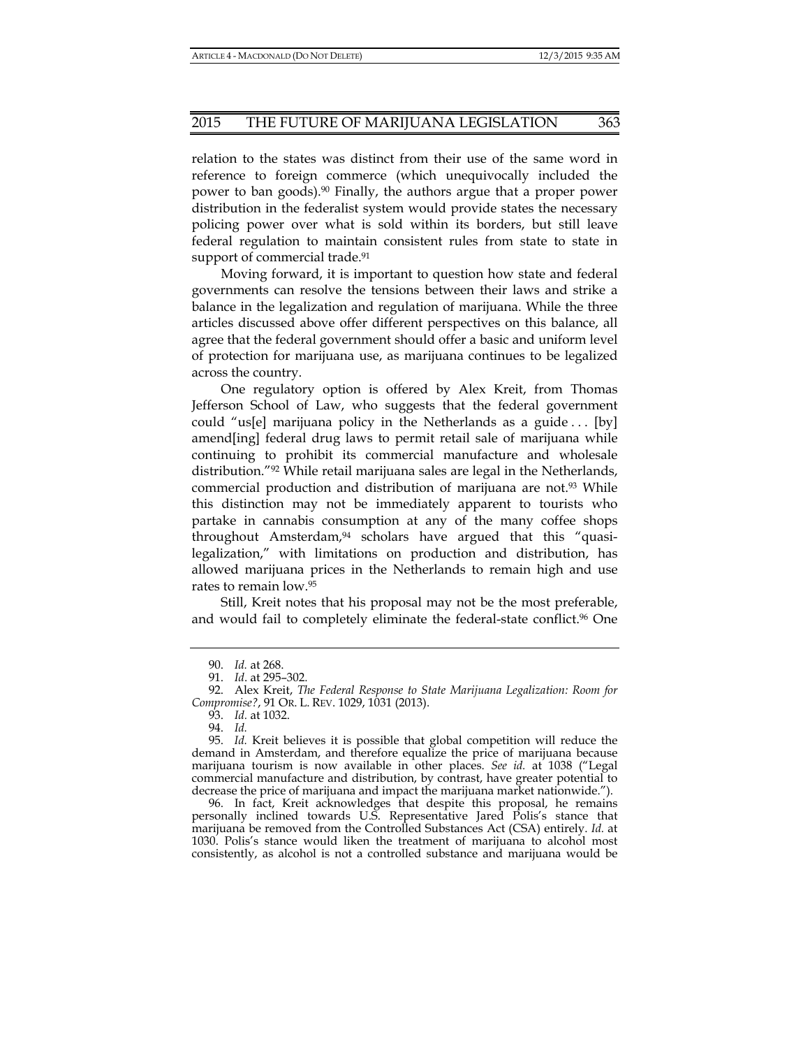relation to the states was distinct from their use of the same word in reference to foreign commerce (which unequivocally included the power to ban goods).[90] Finally, the authors argue that a proper power distribution in the federalist system would provide states the necessary policing power over what is sold within its borders, but still leave federal regulation to maintain consistent rules from state to state in support of commercial trade.[91]

Moving forward, it is important to question how state and federal governments can resolve the tensions between their laws and strike a balance in the legalization and regulation of marijuana. While the three articles discussed above offer different perspectives on this balance, all agree that the federal government should offer a basic and uniform level of protection for marijuana use, as marijuana continues to be legalized across the country.

One regulatory option is offered by Alex Kreit, from Thomas Jefferson School of Law, who suggests that the federal government could "us[e] marijuana policy in the Netherlands as a guide . . . [by] amend[ing] federal drug laws to permit retail sale of marijuana while continuing to prohibit its commercial manufacture and wholesale distribution."[92] While retail marijuana sales are legal in the Netherlands, commercial production and distribution of marijuana are not.[93] While this distinction may not be immediately apparent to tourists who partake in cannabis consumption at any of the many coffee shops throughout Amsterdam,[94] scholars have argued that this "quasi-legalization," with limitations on production and distribution, has allowed marijuana prices in the Netherlands to remain high and use rates to remain low.[95]

Still, Kreit notes that his proposal may not be the most preferable, and would fail to completely eliminate the federal-state conflict.[96] One

---

90. *Id.* at 268.

91. *Id*. at 295–302.

92. Alex Kreit, *The Federal Response to State Marijuana Legalization: Room for Compromise?*, 91 OR. L. REV. 1029, 1031 (2013).

93. *Id.* at 1032.

94. *Id.*

95. *Id.* Kreit believes it is possible that global competition will reduce the demand in Amsterdam, and therefore equalize the price of marijuana because marijuana tourism is now available in other places. *See id.* at 1038 ("Legal commercial manufacture and distribution, by contrast, have greater potential to decrease the price of marijuana and impact the marijuana market nationwide.").

96. In fact, Kreit acknowledges that despite this proposal, he remains personally inclined towards U.S. Representative Jared Polis's stance that marijuana be removed from the Controlled Substances Act (CSA) entirely. *Id.* at 1030. Polis's stance would liken the treatment of marijuana to alcohol most consistently, as alcohol is not a controlled substance and marijuana would be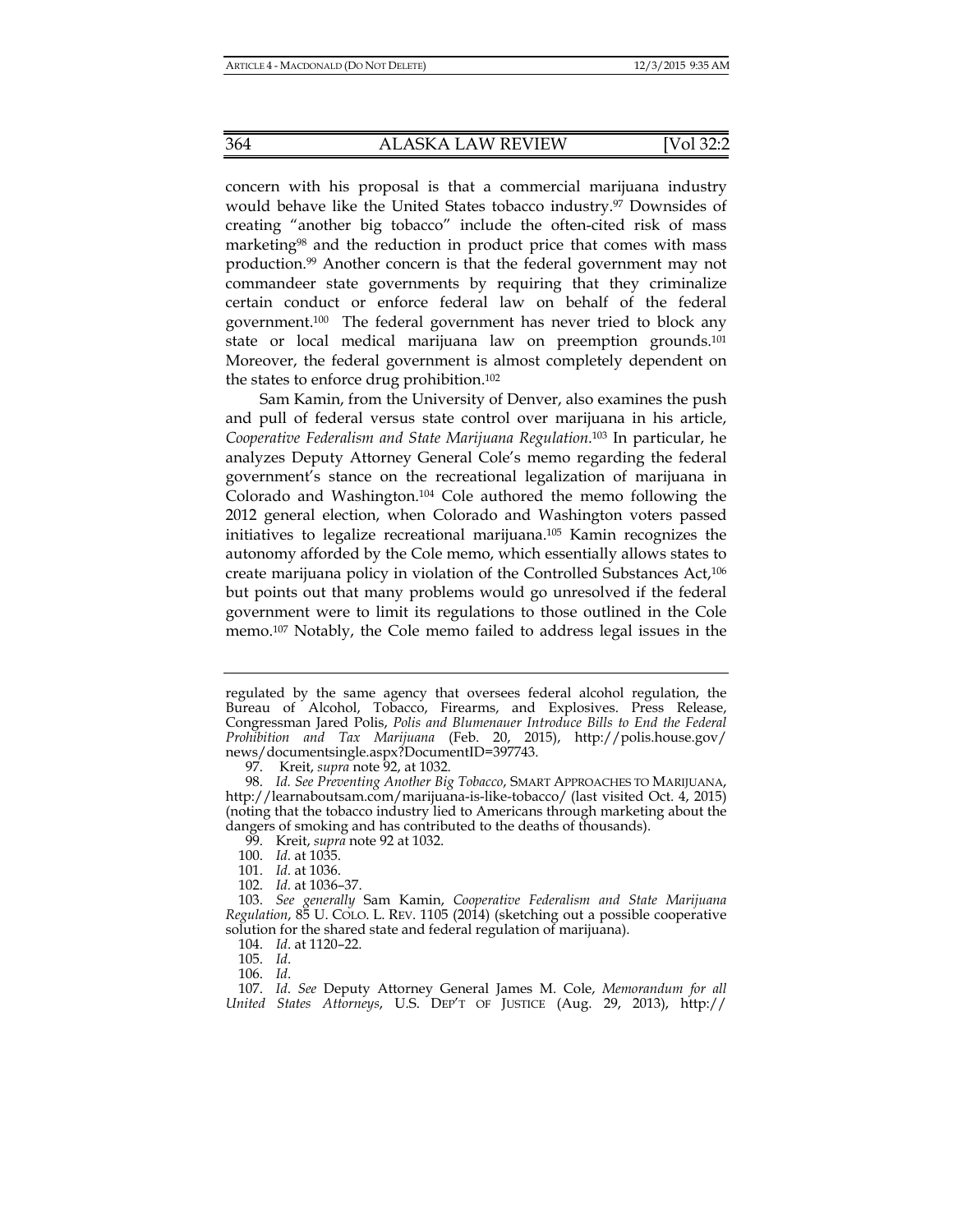concern with his proposal is that a commercial marijuana industry would behave like the United States tobacco industry.[97] Downsides of creating "another big tobacco" include the often-cited risk of mass marketing[98] and the reduction in product price that comes with mass production.[99] Another concern is that the federal government may not commandeer state governments by requiring that they criminalize certain conduct or enforce federal law on behalf of the federal government.[100] The federal government has never tried to block any state or local medical marijuana law on preemption grounds.[101] Moreover, the federal government is almost completely dependent on the states to enforce drug prohibition.[102]

Sam Kamin, from the University of Denver, also examines the push and pull of federal versus state control over marijuana in his article, *Cooperative Federalism and State Marijuana Regulation*.[103] In particular, he analyzes Deputy Attorney General Cole's memo regarding the federal government's stance on the recreational legalization of marijuana in Colorado and Washington.[104] Cole authored the memo following the 2012 general election, when Colorado and Washington voters passed initiatives to legalize recreational marijuana.[105] Kamin recognizes the autonomy afforded by the Cole memo, which essentially allows states to create marijuana policy in violation of the Controlled Substances Act,[106] but points out that many problems would go unresolved if the federal government were to limit its regulations to those outlined in the Cole memo.[107] Notably, the Cole memo failed to address legal issues in the

---

regulated by the same agency that oversees federal alcohol regulation, the Bureau of Alcohol, Tobacco, Firearms, and Explosives. Press Release, Congressman Jared Polis, *Polis and Blumenauer Introduce Bills to End the Federal Prohibition and Tax Marijuana* (Feb. 20, 2015), http://polis.house.gov/news/documentsingle.aspx?DocumentID=397743.

97. Kreit, *supra* note 92, at 1032.

98. *Id. See Preventing Another Big Tobacco*, SMART APPROACHES TO MARIJUANA, http://learnaboutsam.com/marijuana-is-like-tobacco/ (last visited Oct. 4, 2015) (noting that the tobacco industry lied to Americans through marketing about the dangers of smoking and has contributed to the deaths of thousands).

99. Kreit, *supra* note 92 at 1032.

100. *Id.* at 1035.

101. *Id.* at 1036.

102. *Id.* at 1036–37.

103. *See generally* Sam Kamin, *Cooperative Federalism and State Marijuana Regulation*, 85 U. COLO. L. REV. 1105 (2014) (sketching out a possible cooperative solution for the shared state and federal regulation of marijuana).

104. *Id*. at 1120–22.

105. *Id*.

106. *Id*.

107. *Id*. *See* Deputy Attorney General James M. Cole, *Memorandum for all United States Attorneys*, U.S. DEP'T OF JUSTICE (Aug. 29, 2013), http://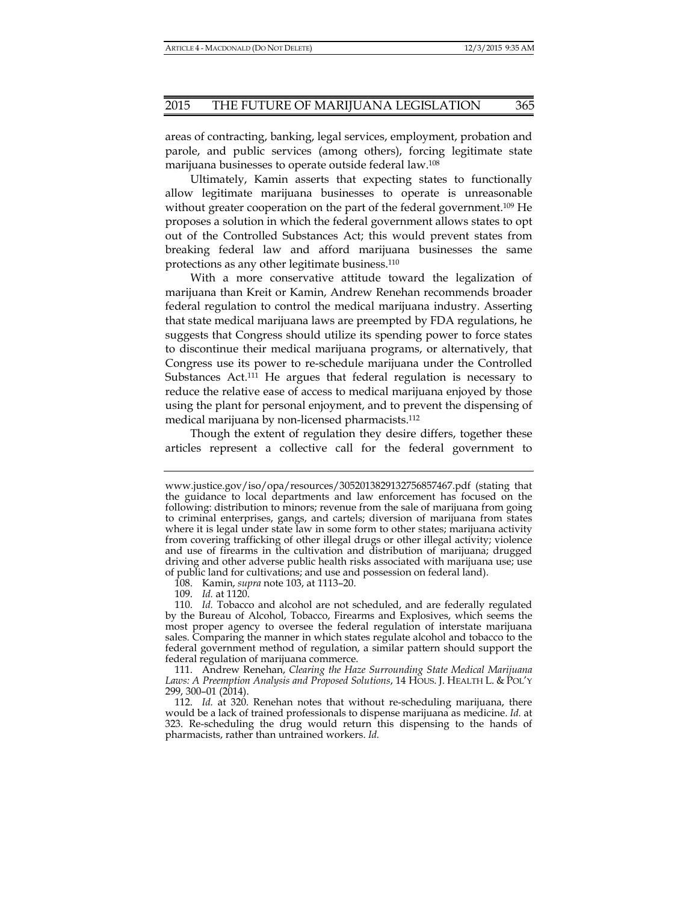areas of contracting, banking, legal services, employment, probation and parole, and public services (among others), forcing legitimate state marijuana businesses to operate outside federal law.[108]

Ultimately, Kamin asserts that expecting states to functionally allow legitimate marijuana businesses to operate is unreasonable without greater cooperation on the part of the federal government.[109] He proposes a solution in which the federal government allows states to opt out of the Controlled Substances Act; this would prevent states from breaking federal law and afford marijuana businesses the same protections as any other legitimate business.[110]

With a more conservative attitude toward the legalization of marijuana than Kreit or Kamin, Andrew Renehan recommends broader federal regulation to control the medical marijuana industry. Asserting that state medical marijuana laws are preempted by FDA regulations, he suggests that Congress should utilize its spending power to force states to discontinue their medical marijuana programs, or alternatively, that Congress use its power to re-schedule marijuana under the Controlled Substances Act.[111] He argues that federal regulation is necessary to reduce the relative ease of access to medical marijuana enjoyed by those using the plant for personal enjoyment, and to prevent the dispensing of medical marijuana by non-licensed pharmacists.[112]

Though the extent of regulation they desire differs, together these articles represent a collective call for the federal government to

---

www.justice.gov/iso/opa/resources/3052013829132756857467.pdf (stating that the guidance to local departments and law enforcement has focused on the following: distribution to minors; revenue from the sale of marijuana from going to criminal enterprises, gangs, and cartels; diversion of marijuana from states where it is legal under state law in some form to other states; marijuana activity from covering trafficking of other illegal drugs or other illegal activity; violence and use of firearms in the cultivation and distribution of marijuana; drugged driving and other adverse public health risks associated with marijuana use; use of public land for cultivations; and use and possession on federal land).

108. Kamin, *supra* note 103, at 1113–20.

109. *Id.* at 1120.

110. *Id.* Tobacco and alcohol are not scheduled, and are federally regulated by the Bureau of Alcohol, Tobacco, Firearms and Explosives, which seems the most proper agency to oversee the federal regulation of interstate marijuana sales. Comparing the manner in which states regulate alcohol and tobacco to the federal government method of regulation, a similar pattern should support the federal regulation of marijuana commerce.

111. Andrew Renehan, *Clearing the Haze Surrounding State Medical Marijuana Laws: A Preemption Analysis and Proposed Solutions*, 14 HOUS. J. HEALTH L. & POL'Y 299, 300–01 (2014).

112. *Id.* at 320. Renehan notes that without re-scheduling marijuana, there would be a lack of trained professionals to dispense marijuana as medicine. *Id.* at 323. Re-scheduling the drug would return this dispensing to the hands of pharmacists, rather than untrained workers. *Id.*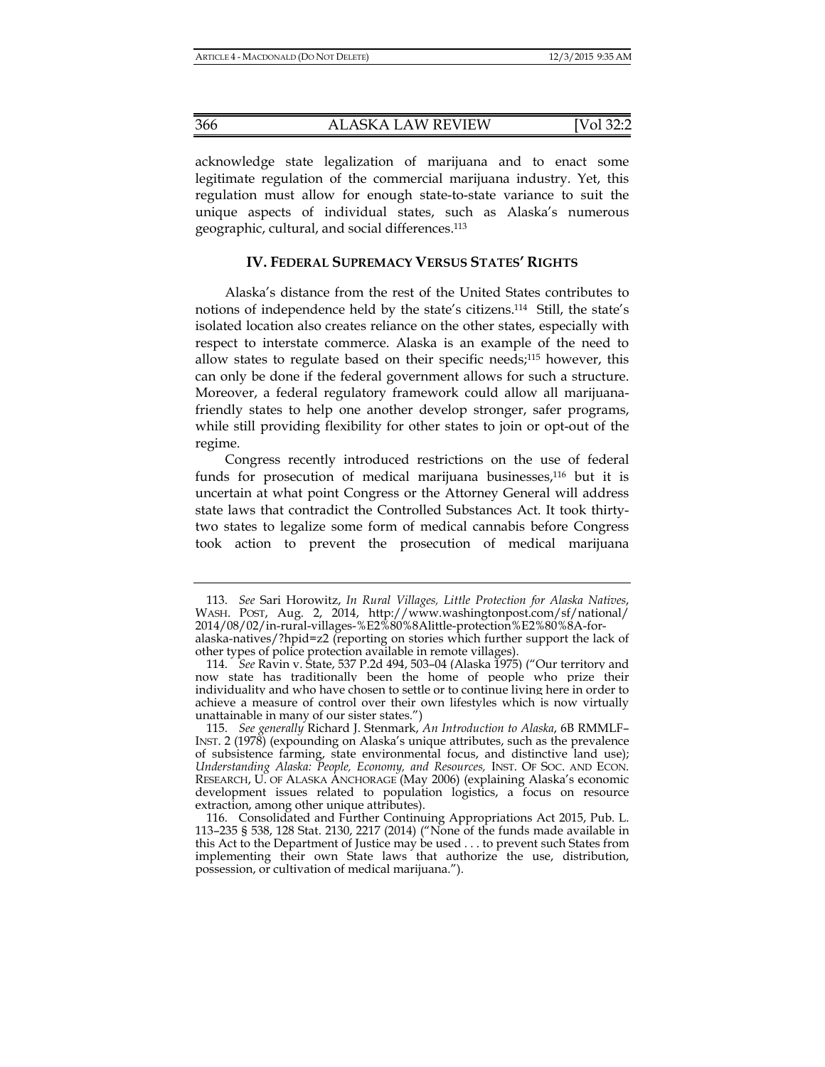acknowledge state legalization of marijuana and to enact some legitimate regulation of the commercial marijuana industry. Yet, this regulation must allow for enough state-to-state variance to suit the unique aspects of individual states, such as Alaska's numerous geographic, cultural, and social differences.[113]

## IV. FEDERAL SUPREMACY VERSUS STATES' RIGHTS

Alaska's distance from the rest of the United States contributes to notions of independence held by the state's citizens.[114] Still, the state's isolated location also creates reliance on the other states, especially with respect to interstate commerce. Alaska is an example of the need to allow states to regulate based on their specific needs;[115] however, this can only be done if the federal government allows for such a structure. Moreover, a federal regulatory framework could allow all marijuana-friendly states to help one another develop stronger, safer programs, while still providing flexibility for other states to join or opt-out of the regime.

Congress recently introduced restrictions on the use of federal funds for prosecution of medical marijuana businesses,[116] but it is uncertain at what point Congress or the Attorney General will address state laws that contradict the Controlled Substances Act. It took thirty-two states to legalize some form of medical cannabis before Congress took action to prevent the prosecution of medical marijuana

---

113. *See* Sari Horowitz, *In Rural Villages, Little Protection for Alaska Natives*, WASH. POST, Aug. 2, 2014, http://www.washingtonpost.com/sf/national/2014/08/02/in-rural-villages-%E2%80%8Alittle-protection%E2%80%8A-for-alaska-natives/?hpid=z2 (reporting on stories which further support the lack of other types of police protection available in remote villages).

114. *See* Ravin v. State, 537 P.2d 494, 503–04 (Alaska 1975) ("Our territory and now state has traditionally been the home of people who prize their individuality and who have chosen to settle or to continue living here in order to achieve a measure of control over their own lifestyles which is now virtually unattainable in many of our sister states.")

115. *See generally* Richard J. Stenmark, *An Introduction to Alaska*, 6B RMMLF–INST. 2 (1978) (expounding on Alaska's unique attributes, such as the prevalence of subsistence farming, state environmental focus, and distinctive land use); *Understanding Alaska: People, Economy, and Resources,* INST. OF SOC. AND ECON. RESEARCH, U. OF ALASKA ANCHORAGE (May 2006) (explaining Alaska's economic development issues related to population logistics, a focus on resource extraction, among other unique attributes).

116. Consolidated and Further Continuing Appropriations Act 2015, Pub. L. 113–235 § 538, 128 Stat. 2130, 2217 (2014) ("None of the funds made available in this Act to the Department of Justice may be used . . . to prevent such States from implementing their own State laws that authorize the use, distribution, possession, or cultivation of medical marijuana.").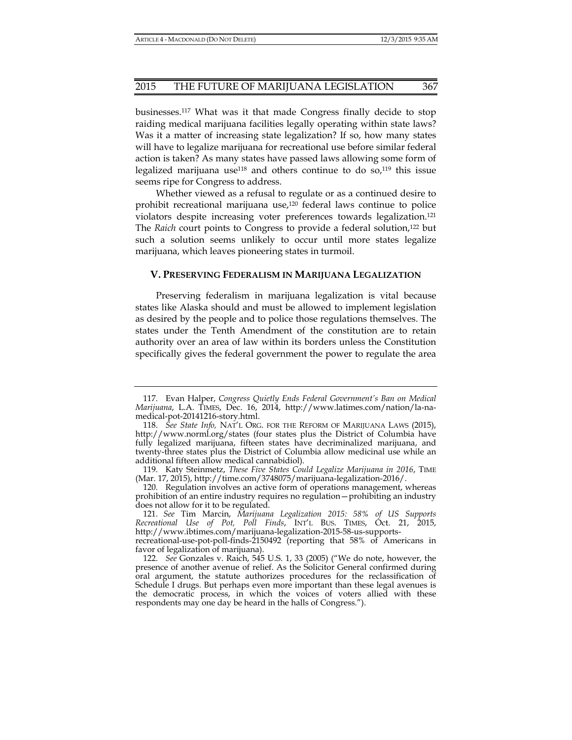businesses.[117] What was it that made Congress finally decide to stop raiding medical marijuana facilities legally operating within state laws? Was it a matter of increasing state legalization? If so, how many states will have to legalize marijuana for recreational use before similar federal action is taken? As many states have passed laws allowing some form of legalized marijuana use[118] and others continue to do so,[119] this issue seems ripe for Congress to address.

Whether viewed as a refusal to regulate or as a continued desire to prohibit recreational marijuana use,[120] federal laws continue to police violators despite increasing voter preferences towards legalization.[121] The *Raich* court points to Congress to provide a federal solution,[122] but such a solution seems unlikely to occur until more states legalize marijuana, which leaves pioneering states in turmoil.

## V. PRESERVING FEDERALISM IN MARIJUANA LEGALIZATION

Preserving federalism in marijuana legalization is vital because states like Alaska should and must be allowed to implement legislation as desired by the people and to police those regulations themselves. The states under the Tenth Amendment of the constitution are to retain authority over an area of law within its borders unless the Constitution specifically gives the federal government the power to regulate the area

---

117. Evan Halper, *Congress Quietly Ends Federal Government's Ban on Medical Marijuana*, L.A. TIMES, Dec. 16, 2014, http://www.latimes.com/nation/la-na-medical-pot-20141216-story.html.

118. *See State Info,* NAT'L ORG. FOR THE REFORM OF MARIJUANA LAWS (2015), http://www.norml.org/states (four states plus the District of Columbia have fully legalized marijuana, fifteen states have decriminalized marijuana, and twenty-three states plus the District of Columbia allow medicinal use while an additional fifteen allow medical cannabidiol).

119. Katy Steinmetz, *These Five States Could Legalize Marijuana in 2016*, TIME (Mar. 17, 2015), http://time.com/3748075/marijuana-legalization-2016/.

120. Regulation involves an active form of operations management, whereas prohibition of an entire industry requires no regulation—prohibiting an industry does not allow for it to be regulated.

121. *See* Tim Marcin, *Marijuana Legalization 2015: 58% of US Supports Recreational Use of Pot, Poll Finds*, INT'L BUS. TIMES, Oct. 21, 2015, http://www.ibtimes.com/marijuana-legalization-2015-58-us-supports-recreational-use-pot-poll-finds-2150492 (reporting that 58% of Americans in favor of legalization of marijuana).

122. *See* Gonzales v. Raich, 545 U.S. 1, 33 (2005) ("We do note, however, the presence of another avenue of relief. As the Solicitor General confirmed during oral argument, the statute authorizes procedures for the reclassification of Schedule I drugs. But perhaps even more important than these legal avenues is the democratic process, in which the voices of voters allied with these respondents may one day be heard in the halls of Congress.").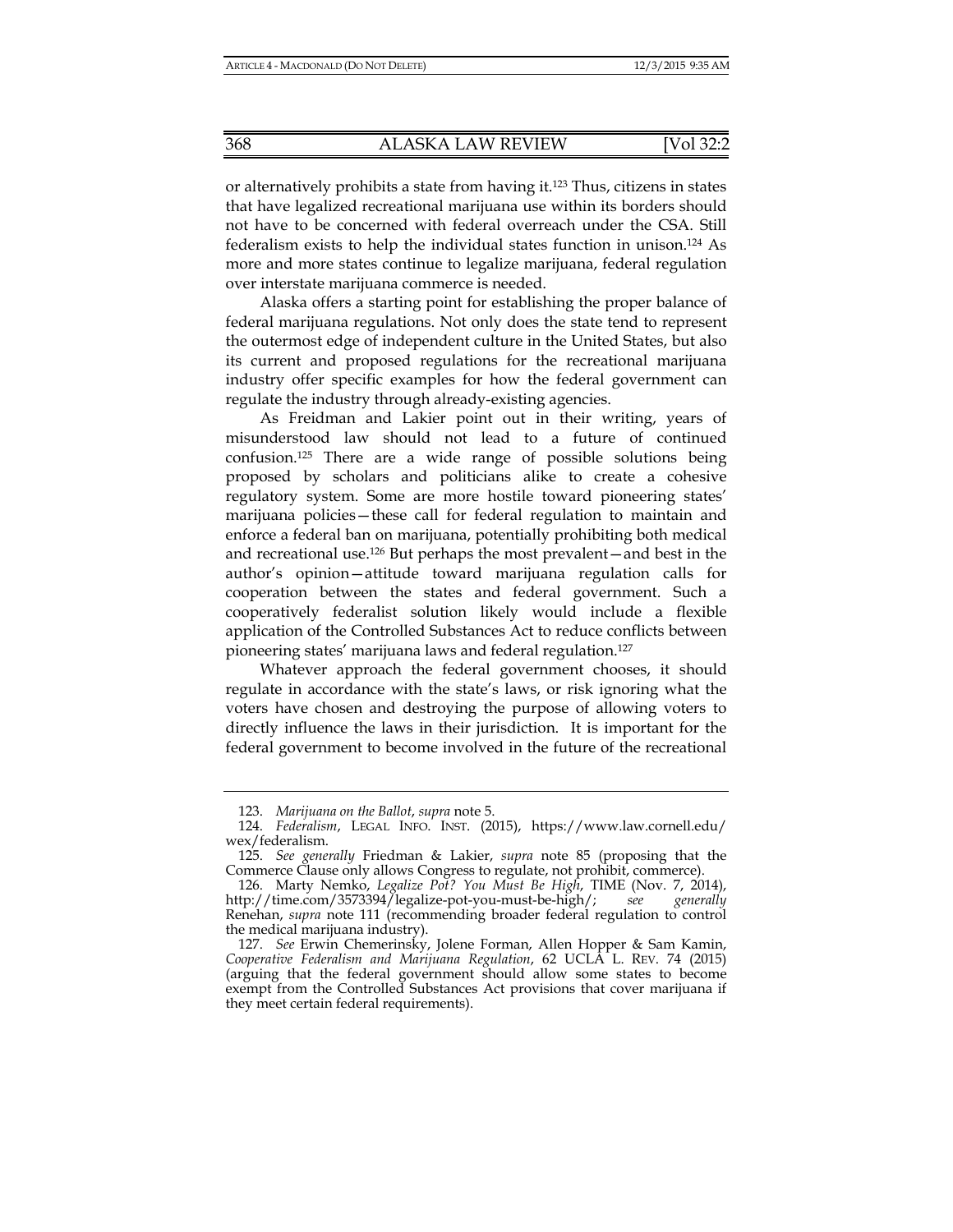or alternatively prohibits a state from having it.[123] Thus, citizens in states that have legalized recreational marijuana use within its borders should not have to be concerned with federal overreach under the CSA. Still federalism exists to help the individual states function in unison.[124] As more and more states continue to legalize marijuana, federal regulation over interstate marijuana commerce is needed.

Alaska offers a starting point for establishing the proper balance of federal marijuana regulations. Not only does the state tend to represent the outermost edge of independent culture in the United States, but also its current and proposed regulations for the recreational marijuana industry offer specific examples for how the federal government can regulate the industry through already-existing agencies.

As Freidman and Lakier point out in their writing, years of misunderstood law should not lead to a future of continued confusion.[125] There are a wide range of possible solutions being proposed by scholars and politicians alike to create a cohesive regulatory system. Some are more hostile toward pioneering states' marijuana policies—these call for federal regulation to maintain and enforce a federal ban on marijuana, potentially prohibiting both medical and recreational use.[126] But perhaps the most prevalent—and best in the author's opinion—attitude toward marijuana regulation calls for cooperation between the states and federal government. Such a cooperatively federalist solution likely would include a flexible application of the Controlled Substances Act to reduce conflicts between pioneering states' marijuana laws and federal regulation.[127]

Whatever approach the federal government chooses, it should regulate in accordance with the state's laws, or risk ignoring what the voters have chosen and destroying the purpose of allowing voters to directly influence the laws in their jurisdiction. It is important for the federal government to become involved in the future of the recreational

---

123. *Marijuana on the Ballot*, *supra* note 5.

124. *Federalism*, LEGAL INFO. INST. (2015), https://www.law.cornell.edu/wex/federalism.

125. *See generally* Friedman & Lakier, *supra* note 85 (proposing that the Commerce Clause only allows Congress to regulate, not prohibit, commerce).

126. Marty Nemko, *Legalize Pot? You Must Be High*, TIME (Nov. 7, 2014), http://time.com/3573394/legalize-pot-you-must-be-high/; *see generally* Renehan, *supra* note 111 (recommending broader federal regulation to control the medical marijuana industry).

127. *See* Erwin Chemerinsky, Jolene Forman, Allen Hopper & Sam Kamin, *Cooperative Federalism and Marijuana Regulation*, 62 UCLA L. REV. 74 (2015) (arguing that the federal government should allow some states to become exempt from the Controlled Substances Act provisions that cover marijuana if they meet certain federal requirements).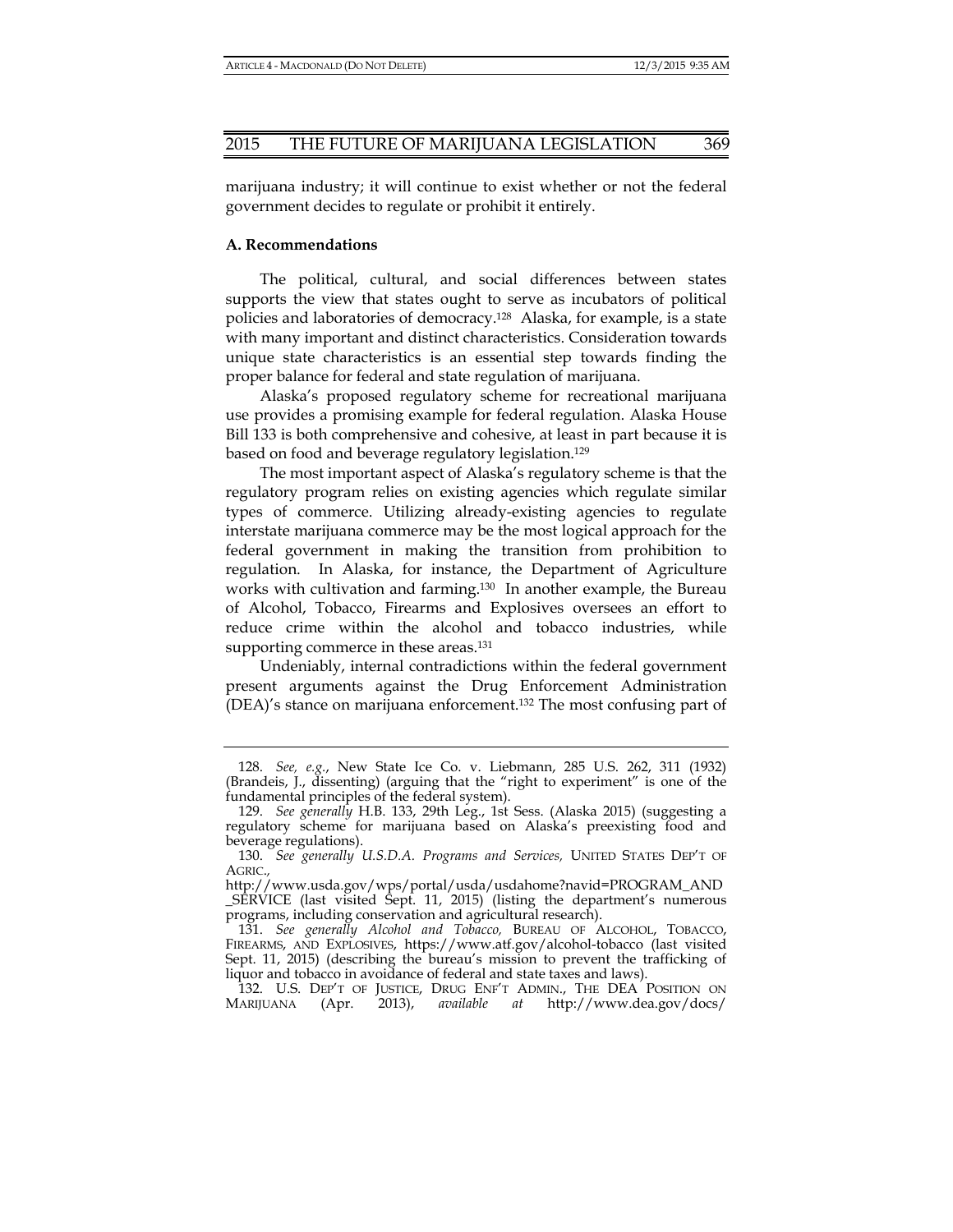marijuana industry; it will continue to exist whether or not the federal government decides to regulate or prohibit it entirely.

### A. Recommendations

The political, cultural, and social differences between states supports the view that states ought to serve as incubators of political policies and laboratories of democracy.[128] Alaska, for example, is a state with many important and distinct characteristics. Consideration towards unique state characteristics is an essential step towards finding the proper balance for federal and state regulation of marijuana.

Alaska's proposed regulatory scheme for recreational marijuana use provides a promising example for federal regulation. Alaska House Bill 133 is both comprehensive and cohesive, at least in part because it is based on food and beverage regulatory legislation.[129]

The most important aspect of Alaska's regulatory scheme is that the regulatory program relies on existing agencies which regulate similar types of commerce. Utilizing already-existing agencies to regulate interstate marijuana commerce may be the most logical approach for the federal government in making the transition from prohibition to regulation. In Alaska, for instance, the Department of Agriculture works with cultivation and farming.[130] In another example, the Bureau of Alcohol, Tobacco, Firearms and Explosives oversees an effort to reduce crime within the alcohol and tobacco industries, while supporting commerce in these areas.[131]

Undeniably, internal contradictions within the federal government present arguments against the Drug Enforcement Administration (DEA)'s stance on marijuana enforcement.[132] The most confusing part of

---

128. *See, e.g.*, New State Ice Co. v. Liebmann, 285 U.S. 262, 311 (1932) (Brandeis, J., dissenting) (arguing that the "right to experiment" is one of the fundamental principles of the federal system).

129. *See generally* H.B. 133, 29th Leg., 1st Sess. (Alaska 2015) (suggesting a regulatory scheme for marijuana based on Alaska's preexisting food and beverage regulations).

130. *See generally U.S.D.A. Programs and Services,* UNITED STATES DEP'T OF AGRIC., http://www.usda.gov/wps/portal/usda/usdahome?navid=PROGRAM_AND_SERVICE (last visited Sept. 11, 2015) (listing the department's numerous programs, including conservation and agricultural research).

131. *See generally Alcohol and Tobacco,* BUREAU OF ALCOHOL, TOBACCO, FIREARMS, AND EXPLOSIVES, https://www.atf.gov/alcohol-tobacco (last visited Sept. 11, 2015) (describing the bureau's mission to prevent the trafficking of liquor and tobacco in avoidance of federal and state taxes and laws).

132. U.S. DEP'T OF JUSTICE, DRUG ENF'T ADMIN., THE DEA POSITION ON MARIJUANA (Apr. 2013), *available at* http://www.dea.gov/docs/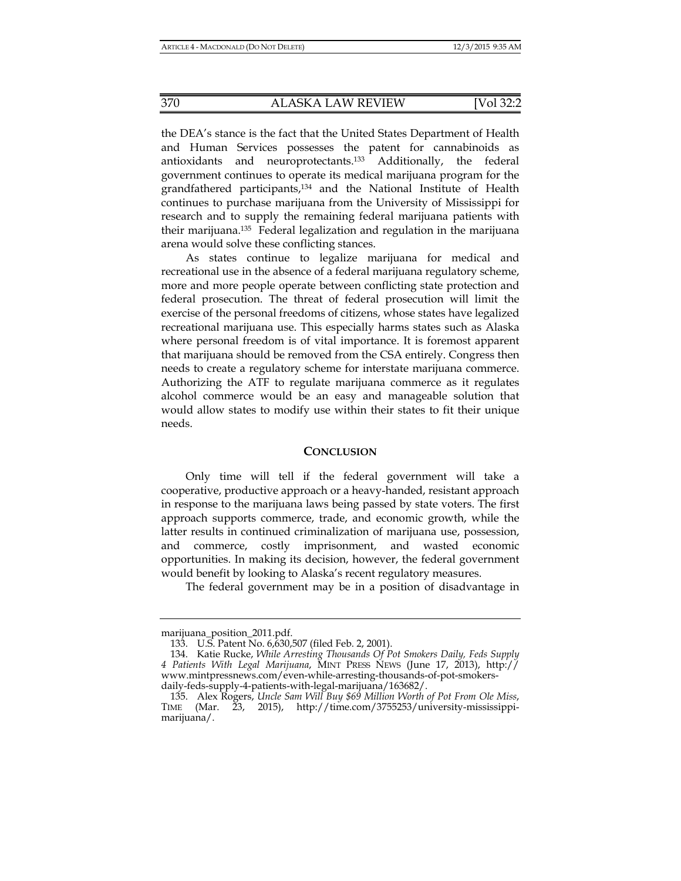the DEA's stance is the fact that the United States Department of Health and Human Services possesses the patent for cannabinoids as antioxidants and neuroprotectants.[133] Additionally, the federal government continues to operate its medical marijuana program for the grandfathered participants,[134] and the National Institute of Health continues to purchase marijuana from the University of Mississippi for research and to supply the remaining federal marijuana patients with their marijuana.[135] Federal legalization and regulation in the marijuana arena would solve these conflicting stances.

As states continue to legalize marijuana for medical and recreational use in the absence of a federal marijuana regulatory scheme, more and more people operate between conflicting state protection and federal prosecution. The threat of federal prosecution will limit the exercise of the personal freedoms of citizens, whose states have legalized recreational marijuana use. This especially harms states such as Alaska where personal freedom is of vital importance. It is foremost apparent that marijuana should be removed from the CSA entirely. Congress then needs to create a regulatory scheme for interstate marijuana commerce. Authorizing the ATF to regulate marijuana commerce as it regulates alcohol commerce would be an easy and manageable solution that would allow states to modify use within their states to fit their unique needs.

## CONCLUSION

Only time will tell if the federal government will take a cooperative, productive approach or a heavy-handed, resistant approach in response to the marijuana laws being passed by state voters. The first approach supports commerce, trade, and economic growth, while the latter results in continued criminalization of marijuana use, possession, and commerce, costly imprisonment, and wasted economic opportunities. In making its decision, however, the federal government would benefit by looking to Alaska's recent regulatory measures.

The federal government may be in a position of disadvantage in

---

marijuana_position_2011.pdf.

133. U.S. Patent No. 6,630,507 (filed Feb. 2, 2001).

134. Katie Rucke, *While Arresting Thousands Of Pot Smokers Daily, Feds Supply 4 Patients With Legal Marijuana*, MINT PRESS NEWS (June 17, 2013), http://www.mintpressnews.com/even-while-arresting-thousands-of-pot-smokers-daily-feds-supply-4-patients-with-legal-marijuana/163682/.

135. Alex Rogers, *Uncle Sam Will Buy $69 Million Worth of Pot From Ole Miss*, TIME (Mar. 23, 2015), http://time.com/3755253/university-mississippi-marijuana/.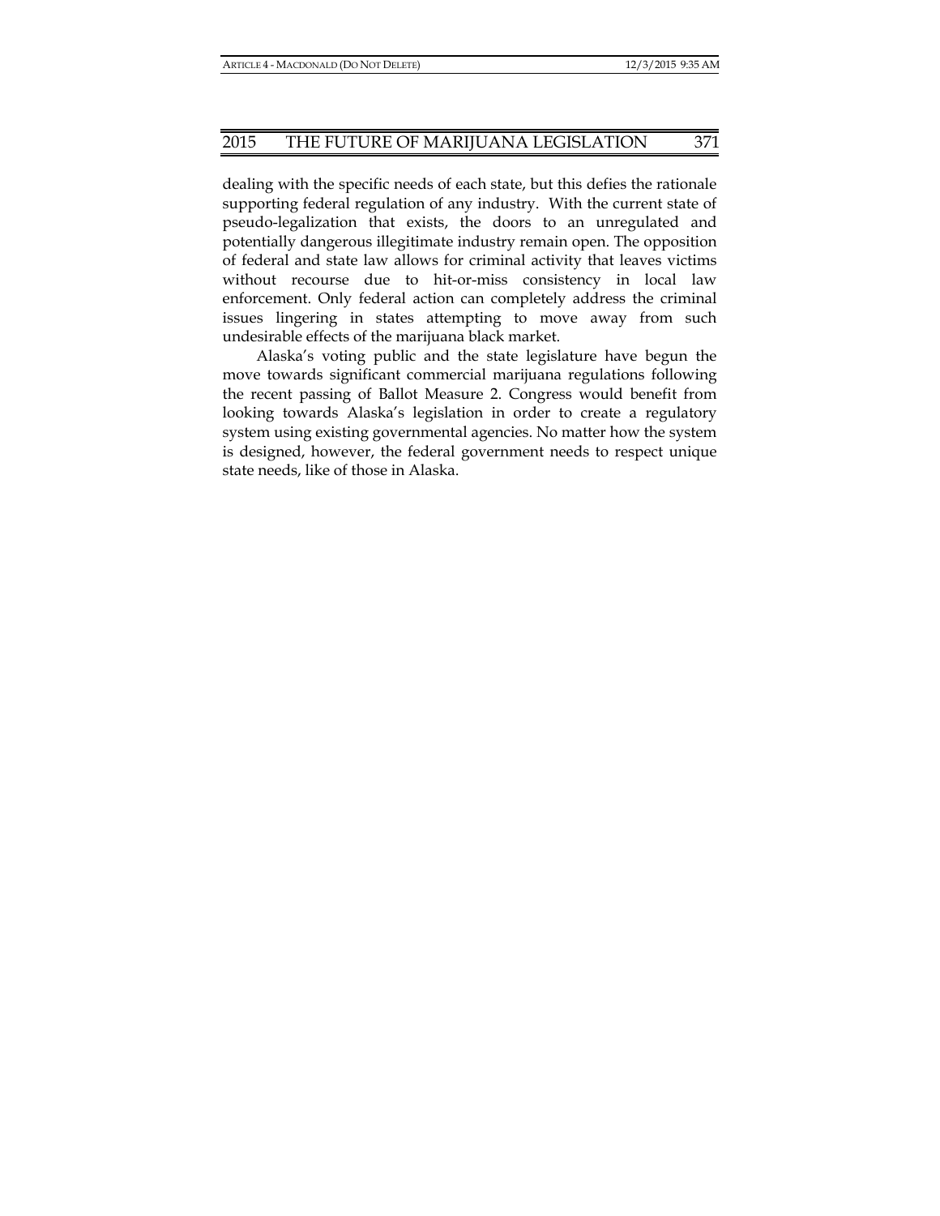dealing with the specific needs of each state, but this defies the rationale supporting federal regulation of any industry. With the current state of pseudo-legalization that exists, the doors to an unregulated and potentially dangerous illegitimate industry remain open. The opposition of federal and state law allows for criminal activity that leaves victims without recourse due to hit-or-miss consistency in local law enforcement. Only federal action can completely address the criminal issues lingering in states attempting to move away from such undesirable effects of the marijuana black market.

Alaska's voting public and the state legislature have begun the move towards significant commercial marijuana regulations following the recent passing of Ballot Measure 2. Congress would benefit from looking towards Alaska's legislation in order to create a regulatory system using existing governmental agencies. No matter how the system is designed, however, the federal government needs to respect unique state needs, like of those in Alaska.